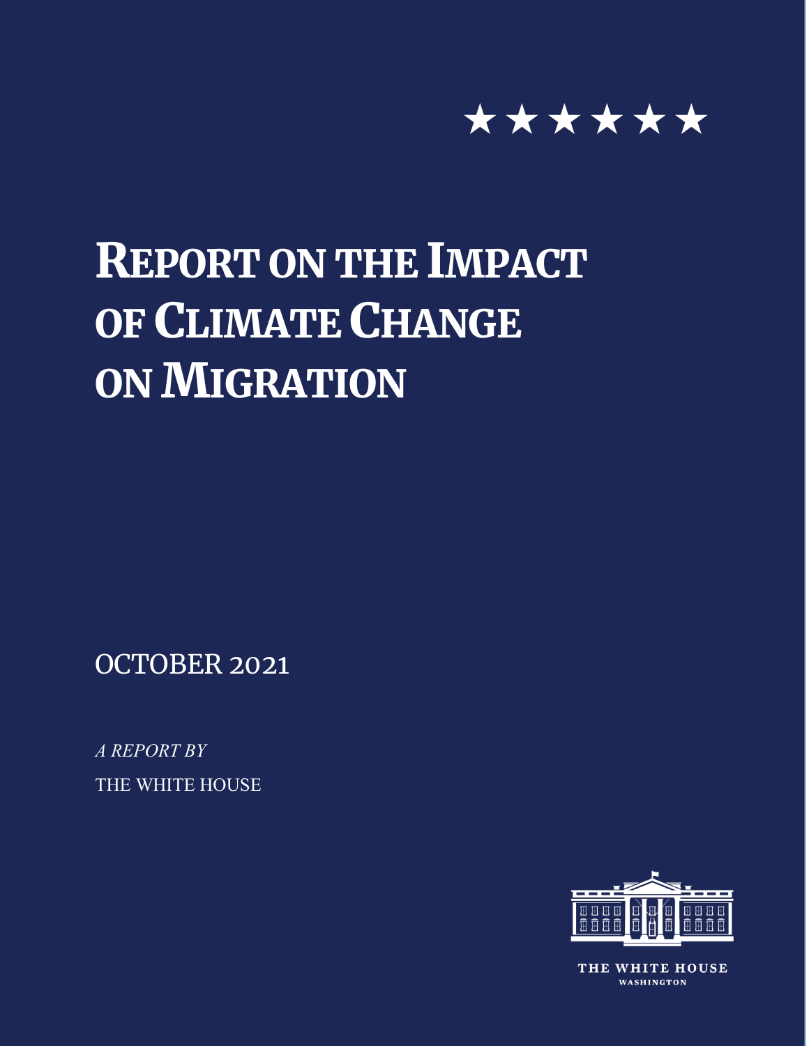# Report on the Impact of Climate Change on Migration

OCTOBER 2021

*A REPORT BY*

THE WHITE HOUSE

THE WHITE HOUSE

WASHINGTON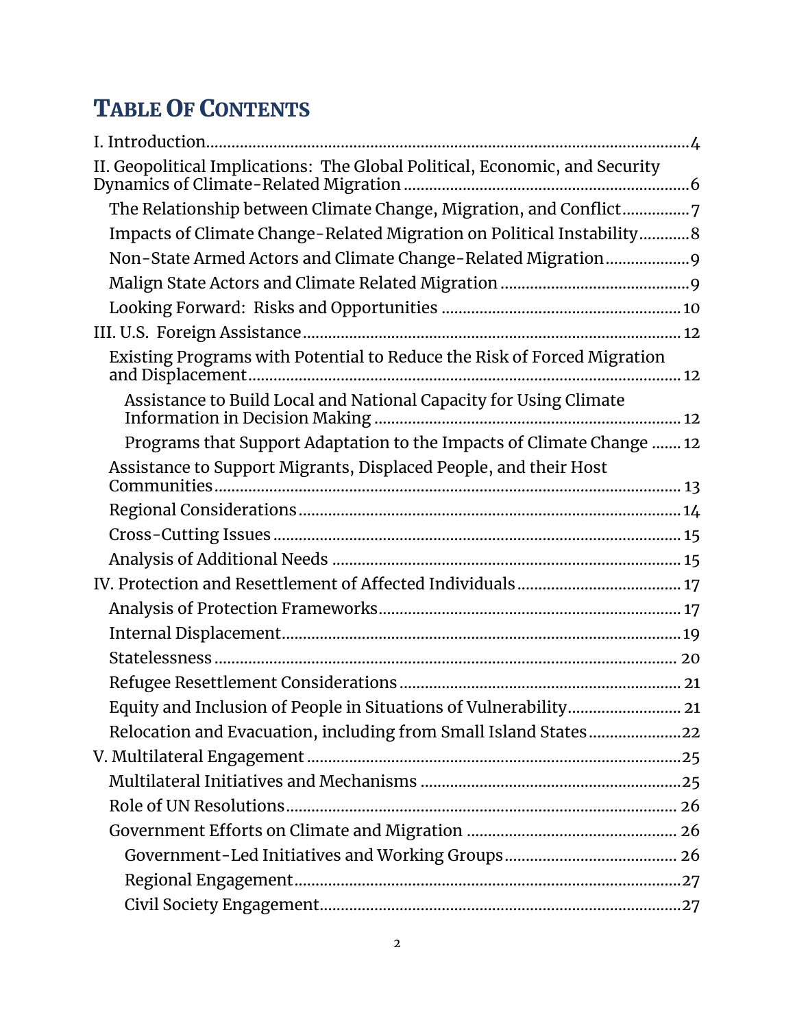# TABLE OF CONTENTS

I. Introduction....4

II. Geopolitical Implications: The Global Political, Economic, and Security Dynamics of Climate-Related Migration....6

- The Relationship between Climate Change, Migration, and Conflict....7
- Impacts of Climate Change-Related Migration on Political Instability....8
- Non-State Armed Actors and Climate Change-Related Migration....9
- Malign State Actors and Climate Related Migration....9
- Looking Forward: Risks and Opportunities....10

III. U.S. Foreign Assistance....12

- Existing Programs with Potential to Reduce the Risk of Forced Migration and Displacement....12
  - Assistance to Build Local and National Capacity for Using Climate Information in Decision Making....12
  - Programs that Support Adaptation to the Impacts of Climate Change....12
- Assistance to Support Migrants, Displaced People, and their Host Communities....13
- Regional Considerations....14
- Cross-Cutting Issues....15
- Analysis of Additional Needs....15

IV. Protection and Resettlement of Affected Individuals....17

- Analysis of Protection Frameworks....17
- Internal Displacement....19
- Statelessness....20
- Refugee Resettlement Considerations....21
- Equity and Inclusion of People in Situations of Vulnerability....21
- Relocation and Evacuation, including from Small Island States....22

V. Multilateral Engagement....25

- Multilateral Initiatives and Mechanisms....25
- Role of UN Resolutions....26
- Government Efforts on Climate and Migration....26
  - Government-Led Initiatives and Working Groups....26
  - Regional Engagement....27
  - Civil Society Engagement....27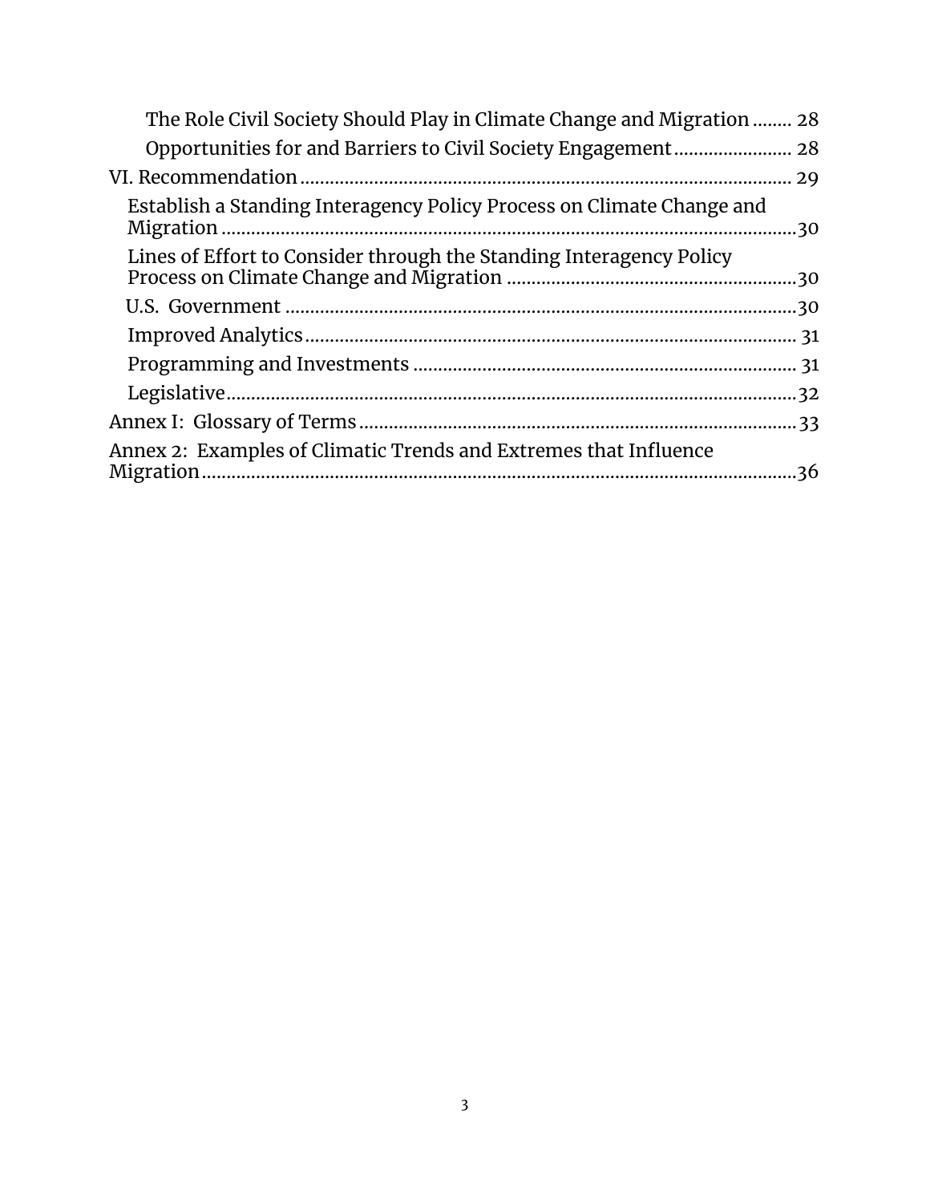- The Role Civil Society Should Play in Climate Change and Migration ........ 28
- Opportunities for and Barriers to Civil Society Engagement ........................ 28

VI. Recommendation .................................................................................................. 29

- Establish a Standing Interagency Policy Process on Climate Change and Migration ................................................................................................................30
- Lines of Effort to Consider through the Standing Interagency Policy Process on Climate Change and Migration ..........................................................30
- U.S. Government .......................................................................................................30
- Improved Analytics ................................................................................................... 31
- Programming and Investments ............................................................................. 31
- Legislative ..................................................................................................................32

Annex I: Glossary of Terms .........................................................................................33

Annex 2: Examples of Climatic Trends and Extremes that Influence Migration .....................................................................................................................36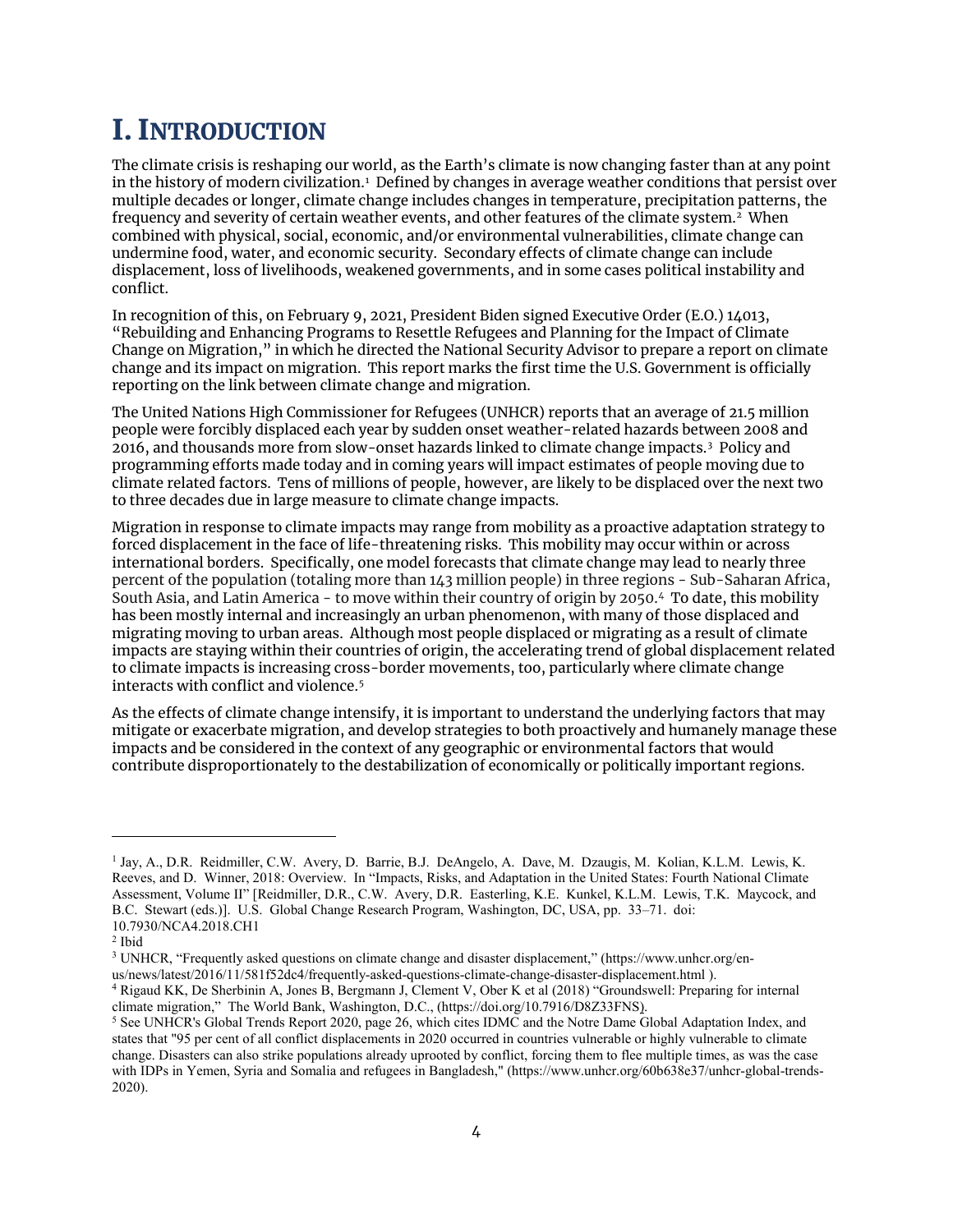# I. INTRODUCTION

The climate crisis is reshaping our world, as the Earth's climate is now changing faster than at any point in the history of modern civilization.[1] Defined by changes in average weather conditions that persist over multiple decades or longer, climate change includes changes in temperature, precipitation patterns, the frequency and severity of certain weather events, and other features of the climate system.[2] When combined with physical, social, economic, and/or environmental vulnerabilities, climate change can undermine food, water, and economic security. Secondary effects of climate change can include displacement, loss of livelihoods, weakened governments, and in some cases political instability and conflict.

In recognition of this, on February 9, 2021, President Biden signed Executive Order (E.O.) 14013, "Rebuilding and Enhancing Programs to Resettle Refugees and Planning for the Impact of Climate Change on Migration," in which he directed the National Security Advisor to prepare a report on climate change and its impact on migration. This report marks the first time the U.S. Government is officially reporting on the link between climate change and migration.

The United Nations High Commissioner for Refugees (UNHCR) reports that an average of 21.5 million people were forcibly displaced each year by sudden onset weather-related hazards between 2008 and 2016, and thousands more from slow-onset hazards linked to climate change impacts.[3] Policy and programming efforts made today and in coming years will impact estimates of people moving due to climate related factors. Tens of millions of people, however, are likely to be displaced over the next two to three decades due in large measure to climate change impacts.

Migration in response to climate impacts may range from mobility as a proactive adaptation strategy to forced displacement in the face of life-threatening risks. This mobility may occur within or across international borders. Specifically, one model forecasts that climate change may lead to nearly three percent of the population (totaling more than 143 million people) in three regions - Sub-Saharan Africa, South Asia, and Latin America - to move within their country of origin by 2050.[4] To date, this mobility has been mostly internal and increasingly an urban phenomenon, with many of those displaced and migrating moving to urban areas. Although most people displaced or migrating as a result of climate impacts are staying within their countries of origin, the accelerating trend of global displacement related to climate impacts is increasing cross-border movements, too, particularly where climate change interacts with conflict and violence.[5]

As the effects of climate change intensify, it is important to understand the underlying factors that may mitigate or exacerbate migration, and develop strategies to both proactively and humanely manage these impacts and be considered in the context of any geographic or environmental factors that would contribute disproportionately to the destabilization of economically or politically important regions.

---

[1] Jay, A., D.R. Reidmiller, C.W. Avery, D. Barrie, B.J. DeAngelo, A. Dave, M. Dzaugis, M. Kolian, K.L.M. Lewis, K. Reeves, and D. Winner, 2018: Overview. In "Impacts, Risks, and Adaptation in the United States: Fourth National Climate Assessment, Volume II" [Reidmiller, D.R., C.W. Avery, D.R. Easterling, K.E. Kunkel, K.L.M. Lewis, T.K. Maycock, and B.C. Stewart (eds.)]. U.S. Global Change Research Program, Washington, DC, USA, pp. 33–71. doi: 10.7930/NCA4.2018.CH1

[2] Ibid

[3] UNHCR, "Frequently asked questions on climate change and disaster displacement," (https://www.unhcr.org/en-us/news/latest/2016/11/581f52dc4/frequently-asked-questions-climate-change-disaster-displacement.html ).

[4] Rigaud KK, De Sherbinin A, Jones B, Bergmann J, Clement V, Ober K et al (2018) "Groundswell: Preparing for internal climate migration," The World Bank, Washington, D.C., (https://doi.org/10.7916/D8Z33FNS).

[5] See UNHCR's Global Trends Report 2020, page 26, which cites IDMC and the Notre Dame Global Adaptation Index, and states that "95 per cent of all conflict displacements in 2020 occurred in countries vulnerable or highly vulnerable to climate change. Disasters can also strike populations already uprooted by conflict, forcing them to flee multiple times, as was the case with IDPs in Yemen, Syria and Somalia and refugees in Bangladesh," (https://www.unhcr.org/60b638e37/unhcr-global-trends-2020).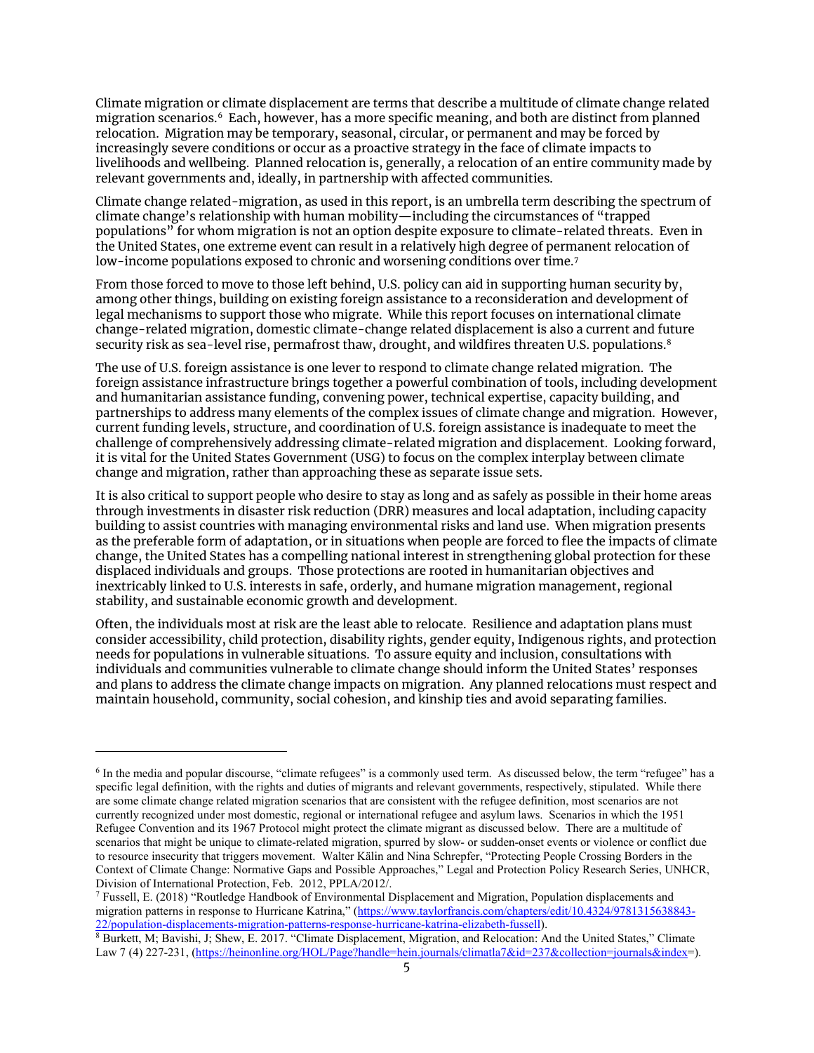Climate migration or climate displacement are terms that describe a multitude of climate change related migration scenarios.[6] Each, however, has a more specific meaning, and both are distinct from planned relocation. Migration may be temporary, seasonal, circular, or permanent and may be forced by increasingly severe conditions or occur as a proactive strategy in the face of climate impacts to livelihoods and wellbeing. Planned relocation is, generally, a relocation of an entire community made by relevant governments and, ideally, in partnership with affected communities.

Climate change related-migration, as used in this report, is an umbrella term describing the spectrum of climate change's relationship with human mobility—including the circumstances of "trapped populations" for whom migration is not an option despite exposure to climate-related threats. Even in the United States, one extreme event can result in a relatively high degree of permanent relocation of low-income populations exposed to chronic and worsening conditions over time.[7]

From those forced to move to those left behind, U.S. policy can aid in supporting human security by, among other things, building on existing foreign assistance to a reconsideration and development of legal mechanisms to support those who migrate. While this report focuses on international climate change-related migration, domestic climate-change related displacement is also a current and future security risk as sea-level rise, permafrost thaw, drought, and wildfires threaten U.S. populations.[8]

The use of U.S. foreign assistance is one lever to respond to climate change related migration. The foreign assistance infrastructure brings together a powerful combination of tools, including development and humanitarian assistance funding, convening power, technical expertise, capacity building, and partnerships to address many elements of the complex issues of climate change and migration. However, current funding levels, structure, and coordination of U.S. foreign assistance is inadequate to meet the challenge of comprehensively addressing climate-related migration and displacement. Looking forward, it is vital for the United States Government (USG) to focus on the complex interplay between climate change and migration, rather than approaching these as separate issue sets.

It is also critical to support people who desire to stay as long and as safely as possible in their home areas through investments in disaster risk reduction (DRR) measures and local adaptation, including capacity building to assist countries with managing environmental risks and land use. When migration presents as the preferable form of adaptation, or in situations when people are forced to flee the impacts of climate change, the United States has a compelling national interest in strengthening global protection for these displaced individuals and groups. Those protections are rooted in humanitarian objectives and inextricably linked to U.S. interests in safe, orderly, and humane migration management, regional stability, and sustainable economic growth and development.

Often, the individuals most at risk are the least able to relocate. Resilience and adaptation plans must consider accessibility, child protection, disability rights, gender equity, Indigenous rights, and protection needs for populations in vulnerable situations. To assure equity and inclusion, consultations with individuals and communities vulnerable to climate change should inform the United States' responses and plans to address the climate change impacts on migration. Any planned relocations must respect and maintain household, community, social cohesion, and kinship ties and avoid separating families.

---

[6] In the media and popular discourse, "climate refugees" is a commonly used term. As discussed below, the term "refugee" has a specific legal definition, with the rights and duties of migrants and relevant governments, respectively, stipulated. While there are some climate change related migration scenarios that are consistent with the refugee definition, most scenarios are not currently recognized under most domestic, regional or international refugee and asylum laws. Scenarios in which the 1951 Refugee Convention and its 1967 Protocol might protect the climate migrant as discussed below. There are a multitude of scenarios that might be unique to climate-related migration, spurred by slow- or sudden-onset events or violence or conflict due to resource insecurity that triggers movement. Walter Kälin and Nina Schrepfer, "Protecting People Crossing Borders in the Context of Climate Change: Normative Gaps and Possible Approaches," Legal and Protection Policy Research Series, UNHCR, Division of International Protection, Feb. 2012, PPLA/2012/.

[7] Fussell, E. (2018) "Routledge Handbook of Environmental Displacement and Migration, Population displacements and migration patterns in response to Hurricane Katrina," (https://www.taylorfrancis.com/chapters/edit/10.4324/9781315638843-22/population-displacements-migration-patterns-response-hurricane-katrina-elizabeth-fussell).

[8] Burkett, M; Bavishi, J; Shew, E. 2017. "Climate Displacement, Migration, and Relocation: And the United States," Climate Law 7 (4) 227-231, (https://heinonline.org/HOL/Page?handle=hein.journals/climatla7&id=237&collection=journals&index=).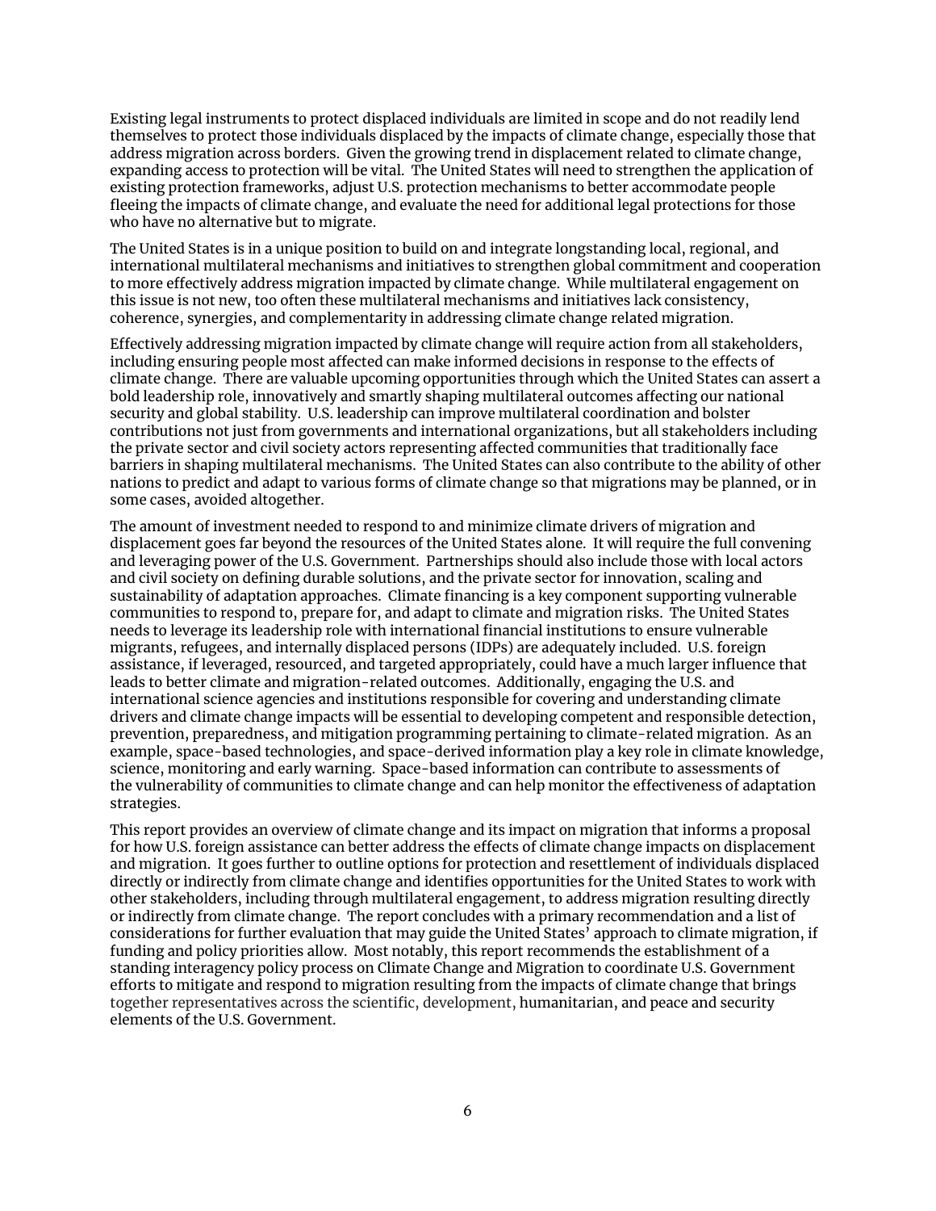Existing legal instruments to protect displaced individuals are limited in scope and do not readily lend themselves to protect those individuals displaced by the impacts of climate change, especially those that address migration across borders. Given the growing trend in displacement related to climate change, expanding access to protection will be vital. The United States will need to strengthen the application of existing protection frameworks, adjust U.S. protection mechanisms to better accommodate people fleeing the impacts of climate change, and evaluate the need for additional legal protections for those who have no alternative but to migrate.

The United States is in a unique position to build on and integrate longstanding local, regional, and international multilateral mechanisms and initiatives to strengthen global commitment and cooperation to more effectively address migration impacted by climate change. While multilateral engagement on this issue is not new, too often these multilateral mechanisms and initiatives lack consistency, coherence, synergies, and complementarity in addressing climate change related migration.

Effectively addressing migration impacted by climate change will require action from all stakeholders, including ensuring people most affected can make informed decisions in response to the effects of climate change. There are valuable upcoming opportunities through which the United States can assert a bold leadership role, innovatively and smartly shaping multilateral outcomes affecting our national security and global stability. U.S. leadership can improve multilateral coordination and bolster contributions not just from governments and international organizations, but all stakeholders including the private sector and civil society actors representing affected communities that traditionally face barriers in shaping multilateral mechanisms. The United States can also contribute to the ability of other nations to predict and adapt to various forms of climate change so that migrations may be planned, or in some cases, avoided altogether.

The amount of investment needed to respond to and minimize climate drivers of migration and displacement goes far beyond the resources of the United States alone. It will require the full convening and leveraging power of the U.S. Government. Partnerships should also include those with local actors and civil society on defining durable solutions, and the private sector for innovation, scaling and sustainability of adaptation approaches. Climate financing is a key component supporting vulnerable communities to respond to, prepare for, and adapt to climate and migration risks. The United States needs to leverage its leadership role with international financial institutions to ensure vulnerable migrants, refugees, and internally displaced persons (IDPs) are adequately included. U.S. foreign assistance, if leveraged, resourced, and targeted appropriately, could have a much larger influence that leads to better climate and migration-related outcomes. Additionally, engaging the U.S. and international science agencies and institutions responsible for covering and understanding climate drivers and climate change impacts will be essential to developing competent and responsible detection, prevention, preparedness, and mitigation programming pertaining to climate-related migration. As an example, space-based technologies, and space-derived information play a key role in climate knowledge, science, monitoring and early warning. Space-based information can contribute to assessments of the vulnerability of communities to climate change and can help monitor the effectiveness of adaptation strategies.

This report provides an overview of climate change and its impact on migration that informs a proposal for how U.S. foreign assistance can better address the effects of climate change impacts on displacement and migration. It goes further to outline options for protection and resettlement of individuals displaced directly or indirectly from climate change and identifies opportunities for the United States to work with other stakeholders, including through multilateral engagement, to address migration resulting directly or indirectly from climate change. The report concludes with a primary recommendation and a list of considerations for further evaluation that may guide the United States' approach to climate migration, if funding and policy priorities allow. Most notably, this report recommends the establishment of a standing interagency policy process on Climate Change and Migration to coordinate U.S. Government efforts to mitigate and respond to migration resulting from the impacts of climate change that brings together representatives across the scientific, development, humanitarian, and peace and security elements of the U.S. Government.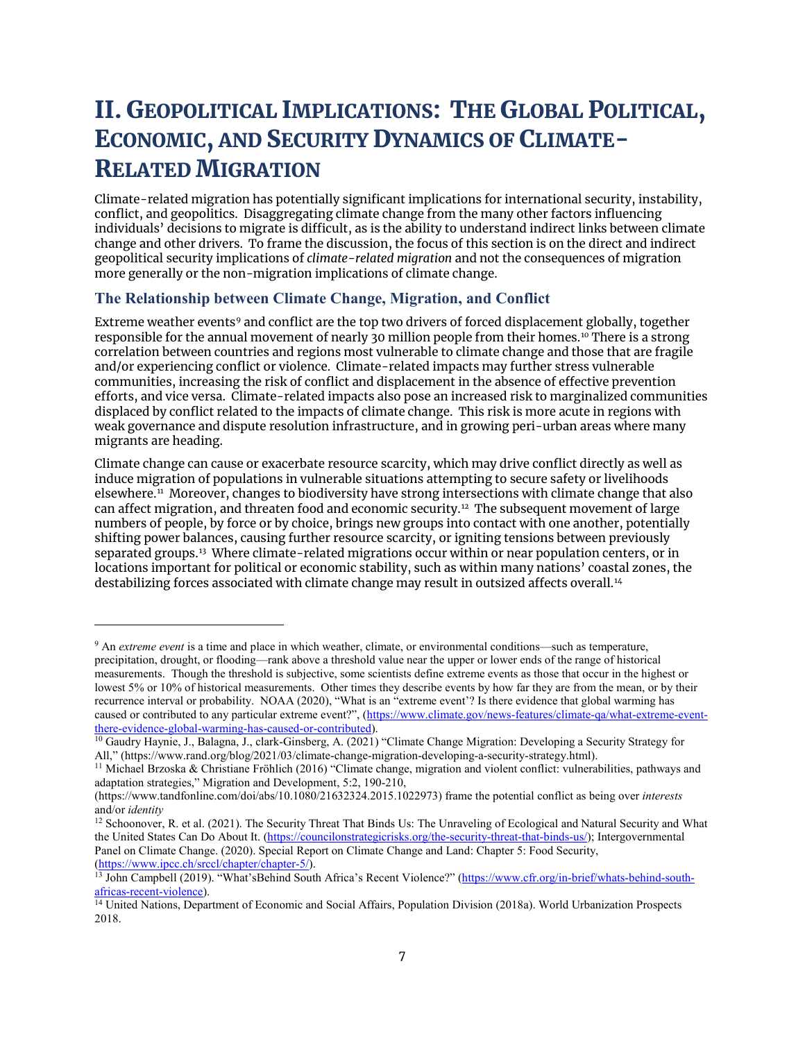# II. Geopolitical Implications: The Global Political, Economic, and Security Dynamics of Climate-Related Migration

Climate-related migration has potentially significant implications for international security, instability, conflict, and geopolitics. Disaggregating climate change from the many other factors influencing individuals' decisions to migrate is difficult, as is the ability to understand indirect links between climate change and other drivers. To frame the discussion, the focus of this section is on the direct and indirect geopolitical security implications of *climate-related migration* and not the consequences of migration more generally or the non-migration implications of climate change.

## The Relationship between Climate Change, Migration, and Conflict

Extreme weather events[9] and conflict are the top two drivers of forced displacement globally, together responsible for the annual movement of nearly 30 million people from their homes.[10] There is a strong correlation between countries and regions most vulnerable to climate change and those that are fragile and/or experiencing conflict or violence. Climate-related impacts may further stress vulnerable communities, increasing the risk of conflict and displacement in the absence of effective prevention efforts, and vice versa. Climate-related impacts also pose an increased risk to marginalized communities displaced by conflict related to the impacts of climate change. This risk is more acute in regions with weak governance and dispute resolution infrastructure, and in growing peri-urban areas where many migrants are heading.

Climate change can cause or exacerbate resource scarcity, which may drive conflict directly as well as induce migration of populations in vulnerable situations attempting to secure safety or livelihoods elsewhere.[11] Moreover, changes to biodiversity have strong intersections with climate change that also can affect migration, and threaten food and economic security.[12] The subsequent movement of large numbers of people, by force or by choice, brings new groups into contact with one another, potentially shifting power balances, causing further resource scarcity, or igniting tensions between previously separated groups.[13] Where climate-related migrations occur within or near population centers, or in locations important for political or economic stability, such as within many nations' coastal zones, the destabilizing forces associated with climate change may result in outsized affects overall.[14]

---

[9] An *extreme event* is a time and place in which weather, climate, or environmental conditions—such as temperature, precipitation, drought, or flooding—rank above a threshold value near the upper or lower ends of the range of historical measurements. Though the threshold is subjective, some scientists define extreme events as those that occur in the highest or lowest 5% or 10% of historical measurements. Other times they describe events by how far they are from the mean, or by their recurrence interval or probability. NOAA (2020), "What is an "extreme event"? Is there evidence that global warming has caused or contributed to any particular extreme event?", (https://www.climate.gov/news-features/climate-qa/what-extreme-event-there-evidence-global-warming-has-caused-or-contributed).

[10] Gaudry Haynie, J., Balagna, J., clark-Ginsberg, A. (2021) "Climate Change Migration: Developing a Security Strategy for All," (https://www.rand.org/blog/2021/03/climate-change-migration-developing-a-security-strategy.html).

[11] Michael Brzoska & Christiane Fröhlich (2016) "Climate change, migration and violent conflict: vulnerabilities, pathways and adaptation strategies," Migration and Development, 5:2, 190-210, (https://www.tandfonline.com/doi/abs/10.1080/21632324.2015.1022973) frame the potential conflict as being over *interests* and/or *identity*

[12] Schoonover, R. et al. (2021). The Security Threat That Binds Us: The Unraveling of Ecological and Natural Security and What the United States Can Do About It. (https://councilonstrategicrisks.org/the-security-threat-that-binds-us/); Intergovernmental Panel on Climate Change. (2020). Special Report on Climate Change and Land: Chapter 5: Food Security, (https://www.ipcc.ch/srccl/chapter/chapter-5/).

[13] John Campbell (2019). "What'sBehind South Africa's Recent Violence?" (https://www.cfr.org/in-brief/whats-behind-south-africas-recent-violence).

[14] United Nations, Department of Economic and Social Affairs, Population Division (2018a). World Urbanization Prospects 2018.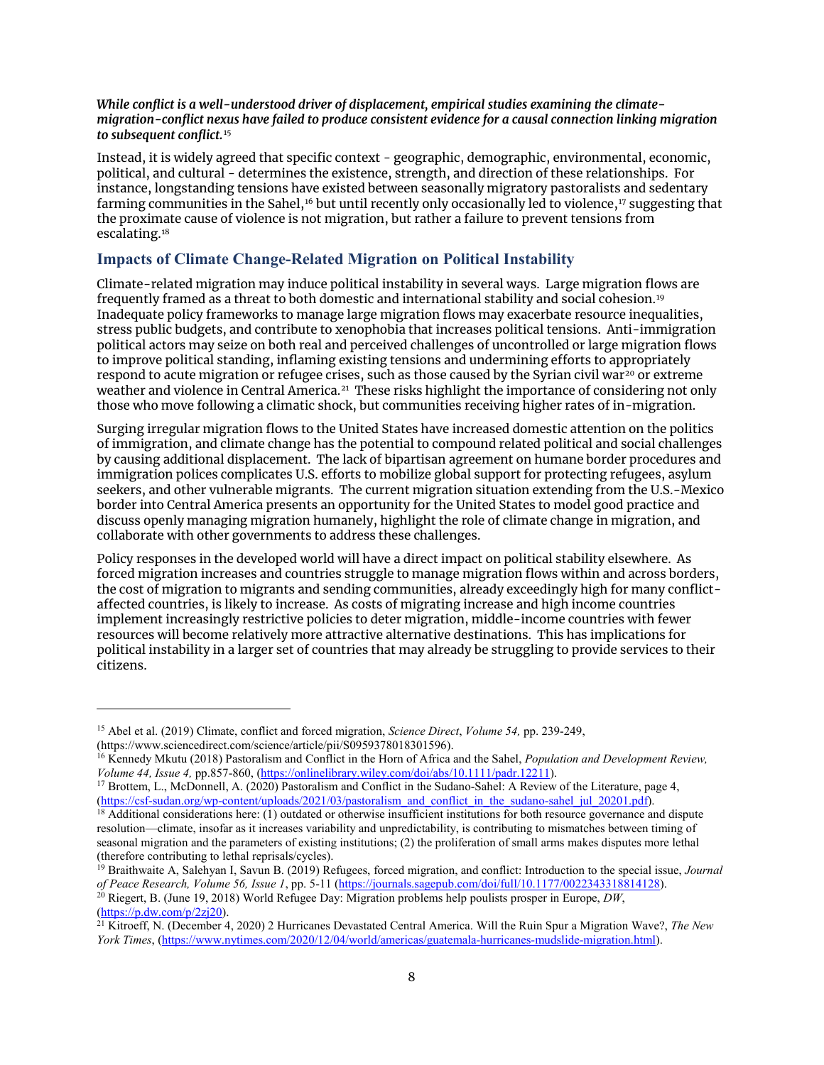***While conflict is a well-understood driver of displacement, empirical studies examining the climate-migration-conflict nexus have failed to produce consistent evidence for a causal connection linking migration to subsequent conflict.***[15]

Instead, it is widely agreed that specific context - geographic, demographic, environmental, economic, political, and cultural - determines the existence, strength, and direction of these relationships. For instance, longstanding tensions have existed between seasonally migratory pastoralists and sedentary farming communities in the Sahel,[16] but until recently only occasionally led to violence,[17] suggesting that the proximate cause of violence is not migration, but rather a failure to prevent tensions from escalating.[18]

## Impacts of Climate Change-Related Migration on Political Instability

Climate-related migration may induce political instability in several ways. Large migration flows are frequently framed as a threat to both domestic and international stability and social cohesion.[19] Inadequate policy frameworks to manage large migration flows may exacerbate resource inequalities, stress public budgets, and contribute to xenophobia that increases political tensions. Anti-immigration political actors may seize on both real and perceived challenges of uncontrolled or large migration flows to improve political standing, inflaming existing tensions and undermining efforts to appropriately respond to acute migration or refugee crises, such as those caused by the Syrian civil war[20] or extreme weather and violence in Central America.[21] These risks highlight the importance of considering not only those who move following a climatic shock, but communities receiving higher rates of in-migration.

Surging irregular migration flows to the United States have increased domestic attention on the politics of immigration, and climate change has the potential to compound related political and social challenges by causing additional displacement. The lack of bipartisan agreement on humane border procedures and immigration polices complicates U.S. efforts to mobilize global support for protecting refugees, asylum seekers, and other vulnerable migrants. The current migration situation extending from the U.S.-Mexico border into Central America presents an opportunity for the United States to model good practice and discuss openly managing migration humanely, highlight the role of climate change in migration, and collaborate with other governments to address these challenges.

Policy responses in the developed world will have a direct impact on political stability elsewhere. As forced migration increases and countries struggle to manage migration flows within and across borders, the cost of migration to migrants and sending communities, already exceedingly high for many conflict-affected countries, is likely to increase. As costs of migrating increase and high income countries implement increasingly restrictive policies to deter migration, middle-income countries with fewer resources will become relatively more attractive alternative destinations. This has implications for political instability in a larger set of countries that may already be struggling to provide services to their citizens.

---

[15] Abel et al. (2019) Climate, conflict and forced migration, *Science Direct*, *Volume 54,* pp. 239-249, (https://www.sciencedirect.com/science/article/pii/S0959378018301596).

[16] Kennedy Mkutu (2018) Pastoralism and Conflict in the Horn of Africa and the Sahel, *Population and Development Review, Volume 44, Issue 4,* pp.857-860, (https://onlinelibrary.wiley.com/doi/abs/10.1111/padr.12211).

[17] Brottem, L., McDonnell, A. (2020) Pastoralism and Conflict in the Sudano-Sahel: A Review of the Literature, page 4, (https://csf-sudan.org/wp-content/uploads/2021/03/pastoralism_and_conflict_in_the_sudano-sahel_jul_20201.pdf).

[18] Additional considerations here: (1) outdated or otherwise insufficient institutions for both resource governance and dispute resolution—climate, insofar as it increases variability and unpredictability, is contributing to mismatches between timing of seasonal migration and the parameters of existing institutions; (2) the proliferation of small arms makes disputes more lethal (therefore contributing to lethal reprisals/cycles).

[19] Braithwaite A, Salehyan I, Savun B. (2019) Refugees, forced migration, and conflict: Introduction to the special issue, *Journal of Peace Research, Volume 56, Issue 1*, pp. 5-11 (https://journals.sagepub.com/doi/full/10.1177/0022343318814128).

[20] Riegert, B. (June 19, 2018) World Refugee Day: Migration problems help poulists prosper in Europe, *DW*, (https://p.dw.com/p/2zj20).

[21] Kitroeff, N. (December 4, 2020) 2 Hurricanes Devastated Central America. Will the Ruin Spur a Migration Wave?, *The New York Times*, (https://www.nytimes.com/2020/12/04/world/americas/guatemala-hurricanes-mudslide-migration.html).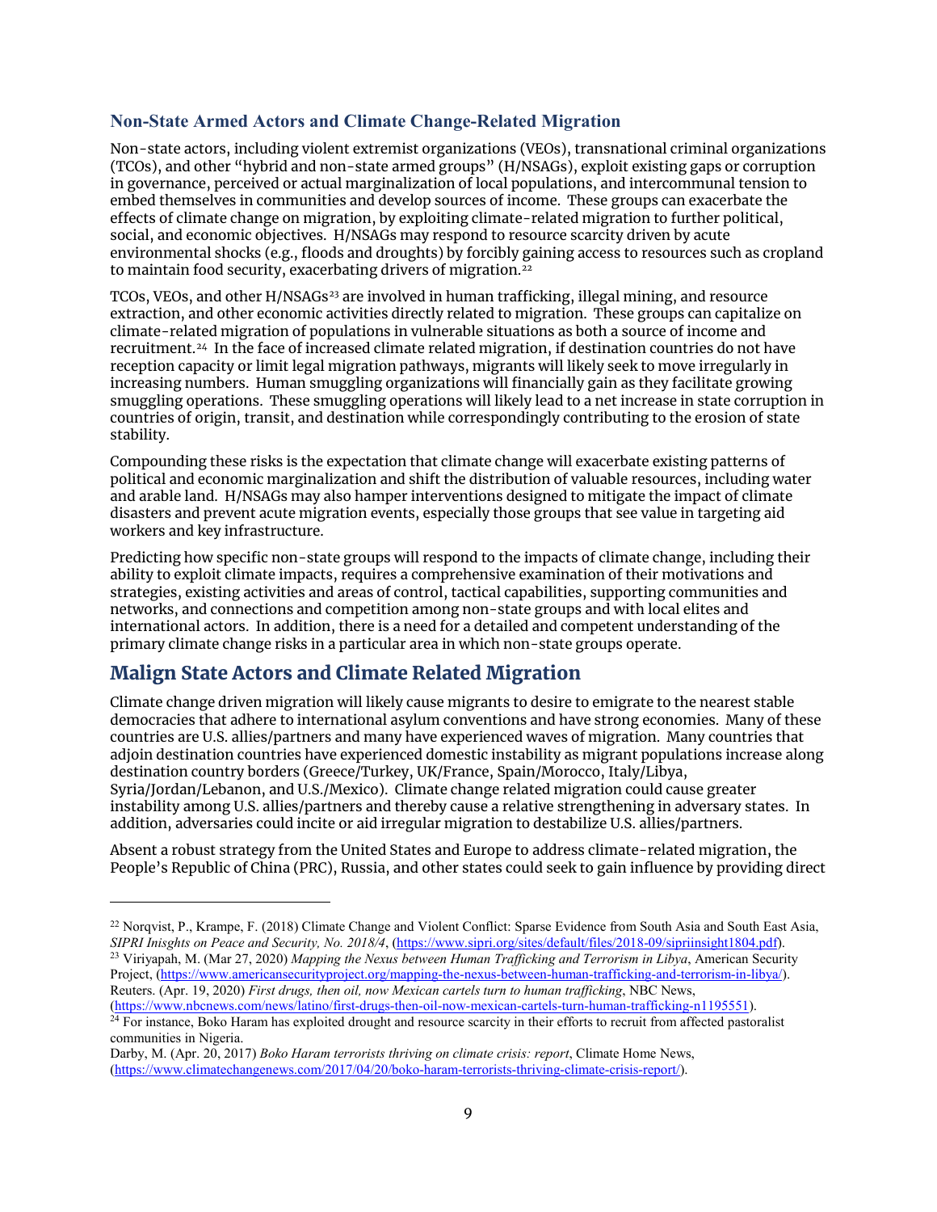### Non-State Armed Actors and Climate Change-Related Migration

Non-state actors, including violent extremist organizations (VEOs), transnational criminal organizations (TCOs), and other "hybrid and non-state armed groups" (H/NSAGs), exploit existing gaps or corruption in governance, perceived or actual marginalization of local populations, and intercommunal tension to embed themselves in communities and develop sources of income. These groups can exacerbate the effects of climate change on migration, by exploiting climate-related migration to further political, social, and economic objectives. H/NSAGs may respond to resource scarcity driven by acute environmental shocks (e.g., floods and droughts) by forcibly gaining access to resources such as cropland to maintain food security, exacerbating drivers of migration.[22]

TCOs, VEOs, and other H/NSAGs[23] are involved in human trafficking, illegal mining, and resource extraction, and other economic activities directly related to migration. These groups can capitalize on climate-related migration of populations in vulnerable situations as both a source of income and recruitment.[24] In the face of increased climate related migration, if destination countries do not have reception capacity or limit legal migration pathways, migrants will likely seek to move irregularly in increasing numbers. Human smuggling organizations will financially gain as they facilitate growing smuggling operations. These smuggling operations will likely lead to a net increase in state corruption in countries of origin, transit, and destination while correspondingly contributing to the erosion of state stability.

Compounding these risks is the expectation that climate change will exacerbate existing patterns of political and economic marginalization and shift the distribution of valuable resources, including water and arable land. H/NSAGs may also hamper interventions designed to mitigate the impact of climate disasters and prevent acute migration events, especially those groups that see value in targeting aid workers and key infrastructure.

Predicting how specific non-state groups will respond to the impacts of climate change, including their ability to exploit climate impacts, requires a comprehensive examination of their motivations and strategies, existing activities and areas of control, tactical capabilities, supporting communities and networks, and connections and competition among non-state groups and with local elites and international actors. In addition, there is a need for a detailed and competent understanding of the primary climate change risks in a particular area in which non-state groups operate.

## Malign State Actors and Climate Related Migration

Climate change driven migration will likely cause migrants to desire to emigrate to the nearest stable democracies that adhere to international asylum conventions and have strong economies. Many of these countries are U.S. allies/partners and many have experienced waves of migration. Many countries that adjoin destination countries have experienced domestic instability as migrant populations increase along destination country borders (Greece/Turkey, UK/France, Spain/Morocco, Italy/Libya, Syria/Jordan/Lebanon, and U.S./Mexico). Climate change related migration could cause greater instability among U.S. allies/partners and thereby cause a relative strengthening in adversary states. In addition, adversaries could incite or aid irregular migration to destabilize U.S. allies/partners.

Absent a robust strategy from the United States and Europe to address climate-related migration, the People's Republic of China (PRC), Russia, and other states could seek to gain influence by providing direct

---

[22] Norqvist, P., Krampe, F. (2018) Climate Change and Violent Conflict: Sparse Evidence from South Asia and South East Asia, *SIPRI Inisghts on Peace and Security, No. 2018/4*, (https://www.sipri.org/sites/default/files/2018-09/sipriinsight1804.pdf).

[23] Viriyapah, M. (Mar 27, 2020) *Mapping the Nexus between Human Trafficking and Terrorism in Libya*, American Security Project, (https://www.americansecurityproject.org/mapping-the-nexus-between-human-trafficking-and-terrorism-in-libya/). Reuters. (Apr. 19, 2020) *First drugs, then oil, now Mexican cartels turn to human trafficking*, NBC News, (https://www.nbcnews.com/news/latino/first-drugs-then-oil-now-mexican-cartels-turn-human-trafficking-n1195551).

[24] For instance, Boko Haram has exploited drought and resource scarcity in their efforts to recruit from affected pastoralist communities in Nigeria.

Darby, M. (Apr. 20, 2017) *Boko Haram terrorists thriving on climate crisis: report*, Climate Home News, (https://www.climatechangenews.com/2017/04/20/boko-haram-terrorists-thriving-climate-crisis-report/).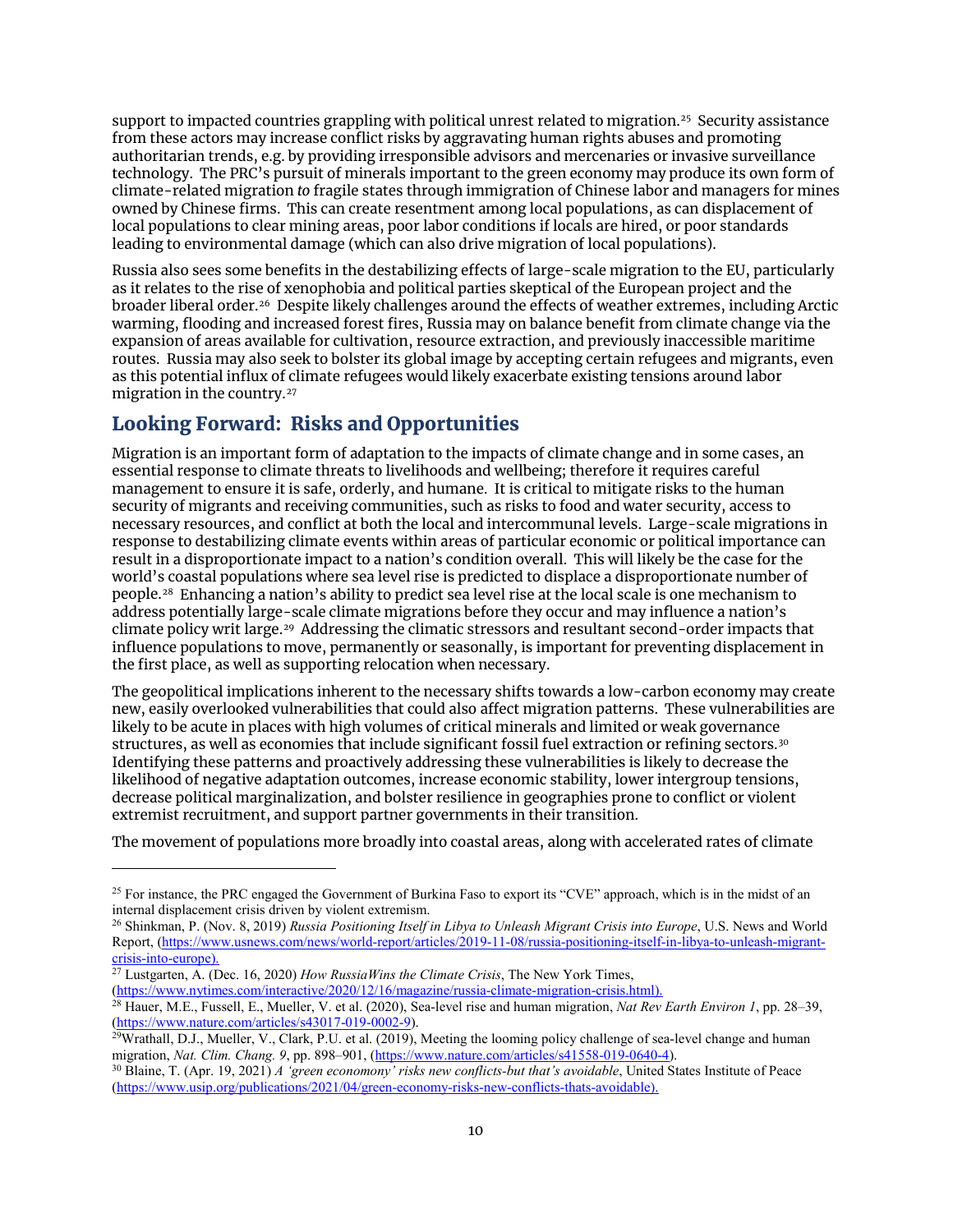support to impacted countries grappling with political unrest related to migration.[25] Security assistance from these actors may increase conflict risks by aggravating human rights abuses and promoting authoritarian trends, e.g. by providing irresponsible advisors and mercenaries or invasive surveillance technology. The PRC's pursuit of minerals important to the green economy may produce its own form of climate-related migration *to* fragile states through immigration of Chinese labor and managers for mines owned by Chinese firms. This can create resentment among local populations, as can displacement of local populations to clear mining areas, poor labor conditions if locals are hired, or poor standards leading to environmental damage (which can also drive migration of local populations).

Russia also sees some benefits in the destabilizing effects of large-scale migration to the EU, particularly as it relates to the rise of xenophobia and political parties skeptical of the European project and the broader liberal order.[26] Despite likely challenges around the effects of weather extremes, including Arctic warming, flooding and increased forest fires, Russia may on balance benefit from climate change via the expansion of areas available for cultivation, resource extraction, and previously inaccessible maritime routes. Russia may also seek to bolster its global image by accepting certain refugees and migrants, even as this potential influx of climate refugees would likely exacerbate existing tensions around labor migration in the country.[27]

## Looking Forward: Risks and Opportunities

Migration is an important form of adaptation to the impacts of climate change and in some cases, an essential response to ensure climate threats to livelihoods and wellbeing; therefore it requires careful management to ensure it is safe, orderly, and humane. It is critical to mitigate risks to the human security of migrants and receiving communities, such as risks to food and water security, access to necessary resources, and conflict at both the local and intercommunal levels. Large-scale migrations in response to destabilizing climate events within areas of particular economic or political importance can result in a disproportionate impact to a nation's condition overall. This will likely be the case for the world's coastal populations where sea level rise is predicted to displace a disproportionate number of people.[28] Enhancing a nation's ability to predict sea level rise at the local scale is one mechanism to address potentially large-scale climate migrations before they occur and may influence a nation's climate policy writ large.[29] Addressing the climatic stressors and resultant second-order impacts that influence populations to move, permanently or seasonally, is important for preventing displacement in the first place, as well as supporting relocation when necessary.

The geopolitical implications inherent to the necessary shifts towards a low-carbon economy may create new, easily overlooked vulnerabilities that could also affect migration patterns. These vulnerabilities are likely to be acute in places with high volumes of critical minerals and limited or weak governance structures, as well as economies that include significant fossil fuel extraction or refining sectors.[30] Identifying these patterns and proactively addressing these vulnerabilities is likely to decrease the likelihood of negative adaptation outcomes, increase economic stability, lower intergroup tensions, decrease political marginalization, and bolster resilience in geographies prone to conflict or violent extremist recruitment, and support partner governments in their transition.

The movement of populations more broadly into coastal areas, along with accelerated rates of climate

---

[25] For instance, the PRC engaged the Government of Burkina Faso to export its "CVE" approach, which is in the midst of an internal displacement crisis driven by violent extremism.

[26] Shinkman, P. (Nov. 8, 2019) *Russia Positioning Itself in Libya to Unleash Migrant Crisis into Europe*, U.S. News and World Report, (https://www.usnews.com/news/world-report/articles/2019-11-08/russia-positioning-itself-in-libya-to-unleash-migrant-crisis-into-europe).

[27] Lustgarten, A. (Dec. 16, 2020) *How RussiaWins the Climate Crisis*, The New York Times, (https://www.nytimes.com/interactive/2020/12/16/magazine/russia-climate-migration-crisis.html).

[28] Hauer, M.E., Fussell, E., Mueller, V. et al. (2020), Sea-level rise and human migration, *Nat Rev Earth Environ 1*, pp. 28–39, (https://www.nature.com/articles/s43017-019-0002-9).

[29] Wrathall, D.J., Mueller, V., Clark, P.U. et al. (2019), Meeting the looming policy challenge of sea-level change and human migration, *Nat. Clim. Chang. 9*, pp. 898–901, (https://www.nature.com/articles/s41558-019-0640-4).

[30] Blaine, T. (Apr. 19, 2021) *A 'green economomy' risks new conflicts-but that's avoidable*, United States Institute of Peace (https://www.usip.org/publications/2021/04/green-economy-risks-new-conflicts-thats-avoidable).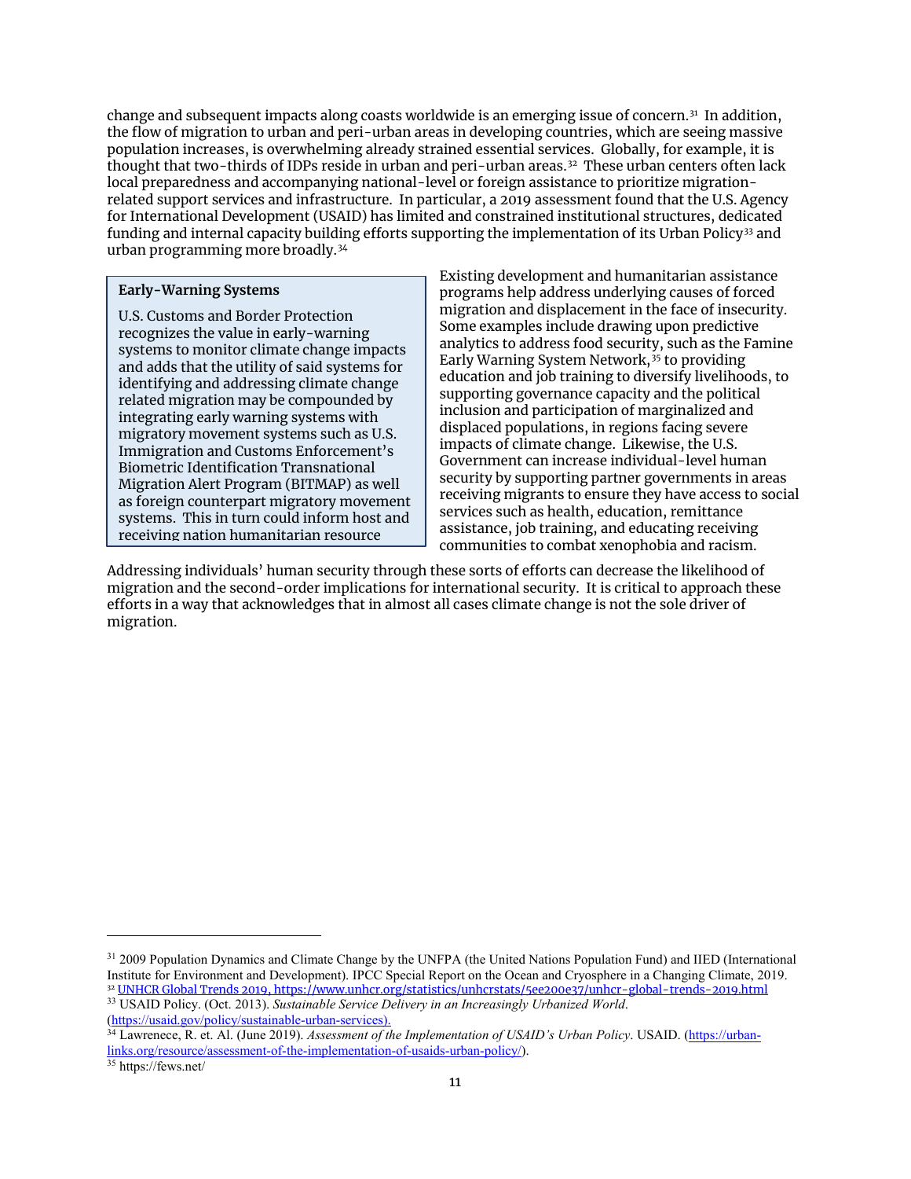change and subsequent impacts along coasts worldwide is an emerging issue of concern.[31] In addition, the flow of migration to urban and peri-urban areas in developing countries, which are seeing massive population increases, is overwhelming already strained essential services. Globally, for example, it is thought that two-thirds of IDPs reside in urban and peri-urban areas.[32] These urban centers often lack local preparedness and accompanying national-level or foreign assistance to prioritize migration-related support services and infrastructure. In particular, a 2019 assessment found that the U.S. Agency for International Development (USAID) has limited and constrained institutional structures, dedicated funding and internal capacity building efforts supporting the implementation of its Urban Policy[33] and urban programming more broadly.[34]

> **Early-Warning Systems**
>
> U.S. Customs and Border Protection recognizes the value in early-warning systems to monitor climate change impacts and adds that the utility of said systems for identifying and addressing climate change related migration may be compounded by integrating early warning systems with migratory movement systems such as U.S. Immigration and Customs Enforcement's Biometric Identification Transnational Migration Alert Program (BITMAP) as well as foreign counterpart migratory movement systems. This in turn could inform host and receiving nation humanitarian resource

Existing development and humanitarian assistance programs help address underlying causes of forced migration and displacement in the face of insecurity. Some examples include drawing upon predictive analytics to address food security, such as the Famine Early Warning System Network,[35] to providing education and job training to diversify livelihoods, to supporting governance capacity and the political inclusion and participation of marginalized and displaced populations, in regions facing severe impacts of climate change. Likewise, the U.S. Government can increase individual-level human security by supporting partner governments in areas receiving migrants to ensure they have access to social services such as health, education, remittance assistance, job training, and educating receiving communities to combat xenophobia and racism.

Addressing individuals' human security through these sorts of efforts can decrease the likelihood of migration and the second-order implications for international security. It is critical to approach these efforts in a way that acknowledges that in almost all cases climate change is not the sole driver of migration.

---

[31] 2009 Population Dynamics and Climate Change by the UNFPA (the United Nations Population Fund) and IIED (International Institute for Environment and Development). IPCC Special Report on the Ocean and Cryosphere in a Changing Climate, 2019.

[32] UNHCR Global Trends 2019, https://www.unhcr.org/statistics/unhcrstats/5ee200e37/unhcr-global-trends-2019.html

[33] USAID Policy. (Oct. 2013). *Sustainable Service Delivery in an Increasingly Urbanized World*. (https://usaid.gov/policy/sustainable-urban-services).

[34] Lawrenece, R. et. Al. (June 2019). *Assessment of the Implementation of USAID's Urban Policy*. USAID. (https://urban-links.org/resource/assessment-of-the-implementation-of-usaids-urban-policy/).

[35] https://fews.net/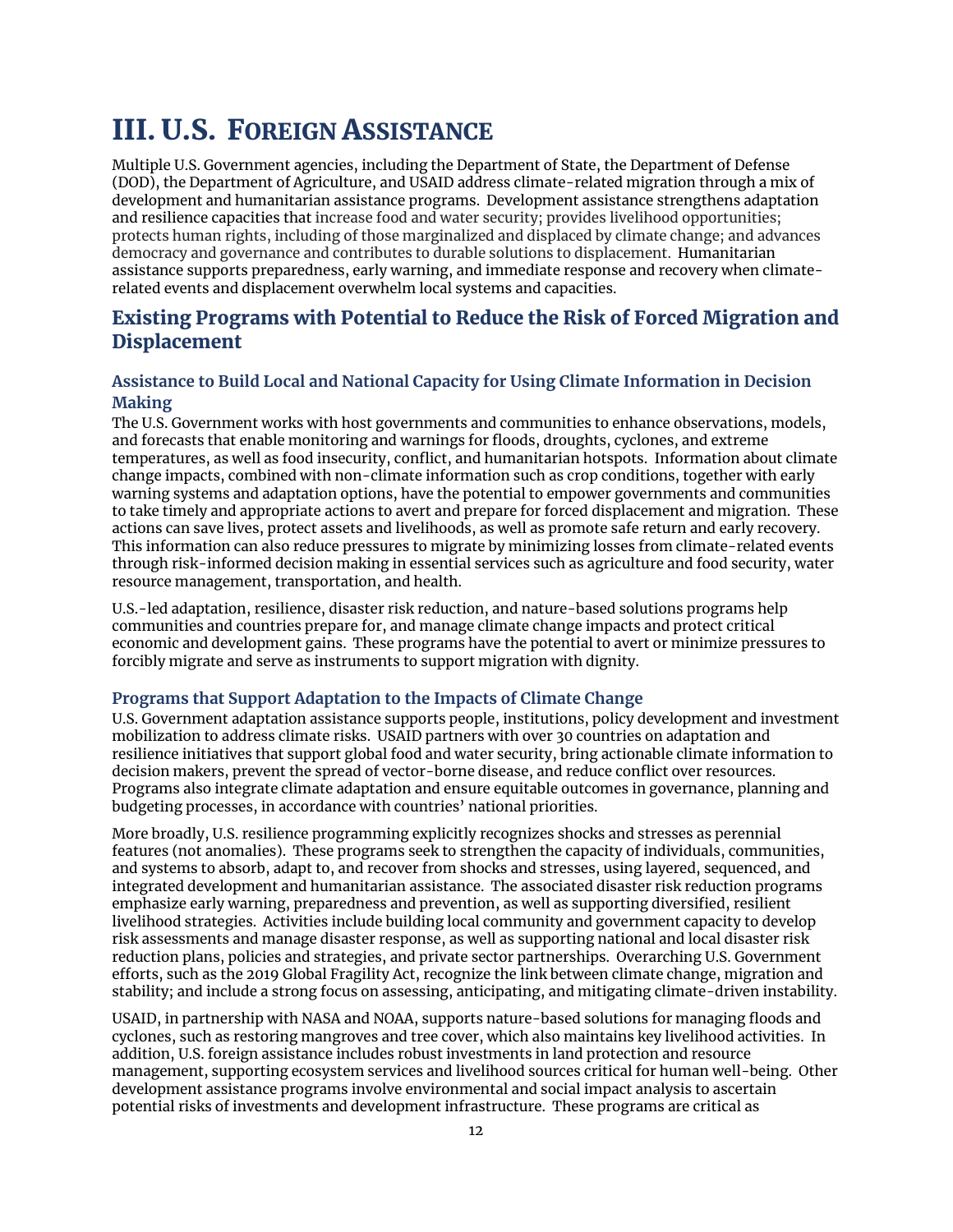# III. U.S. Foreign Assistance

Multiple U.S. Government agencies, including the Department of State, the Department of Defense (DOD), the Department of Agriculture, and USAID address climate-related migration through a mix of development and humanitarian assistance programs. Development assistance strengthens adaptation and resilience capacities that increase food and water security; provides livelihood opportunities; protects human rights, including of those marginalized and displaced by climate change; and advances democracy and governance and contributes to durable solutions to displacement. Humanitarian assistance supports preparedness, early warning, and immediate response and recovery when climate-related events and displacement overwhelm local systems and capacities.

## Existing Programs with Potential to Reduce the Risk of Forced Migration and Displacement

### Assistance to Build Local and National Capacity for Using Climate Information in Decision Making

The U.S. Government works with host governments and communities to enhance observations, models, and forecasts that enable monitoring and warnings for floods, droughts, cyclones, and extreme temperatures, as well as food insecurity, conflict, and humanitarian hotspots. Information about climate change impacts, combined with non-climate information such as crop conditions, together with early warning systems and adaptation options, have the potential to empower governments and communities to take timely and appropriate actions to avert and prepare for forced displacement and migration. These actions can save lives, protect assets and livelihoods, as well as promote safe return and early recovery. This information can also reduce pressures to migrate by minimizing losses from climate-related events through risk-informed decision making in essential services such as agriculture and food security, water resource management, transportation, and health.

U.S.-led adaptation, resilience, disaster risk reduction, and nature-based solutions programs help communities and countries prepare for, and manage climate change impacts and protect critical economic and development gains. These programs have the potential to avert or minimize pressures to forcibly migrate and serve as instruments to support migration with dignity.

### Programs that Support Adaptation to the Impacts of Climate Change

U.S. Government adaptation assistance supports people, institutions, policy development and investment mobilization to address climate risks. USAID partners with over 30 countries on adaptation and resilience initiatives that support global food and water security, bring actionable climate information to decision makers, prevent the spread of vector-borne disease, and reduce conflict over resources. Programs also integrate climate adaptation and ensure equitable outcomes in governance, planning and budgeting processes, in accordance with countries' national priorities.

More broadly, U.S. resilience programming explicitly recognizes shocks and stresses as perennial features (not anomalies). These programs seek to strengthen the capacity of individuals, communities, and systems to absorb, adapt to, and recover from shocks and stresses, using layered, sequenced, and integrated development and humanitarian assistance. The associated disaster risk reduction programs emphasize early warning, preparedness and prevention, as well as supporting diversified, resilient livelihood strategies. Activities include building local community and government capacity to develop risk assessments and manage disaster response, as well as supporting national and local disaster risk reduction plans, policies and strategies, and private sector partnerships. Overarching U.S. Government efforts, such as the 2019 Global Fragility Act, recognize the link between climate change, migration and stability; and include a strong focus on assessing, anticipating, and mitigating climate-driven instability.

USAID, in partnership with NASA and NOAA, supports nature-based solutions for managing floods and cyclones, such as restoring mangroves and tree cover, which also maintains key livelihood activities. In addition, U.S. foreign assistance includes robust investments in land protection and resource management, supporting ecosystem services and livelihood sources critical for human well-being. Other development assistance programs involve environmental and social impact analysis to ascertain potential risks of investments and development infrastructure. These programs are critical as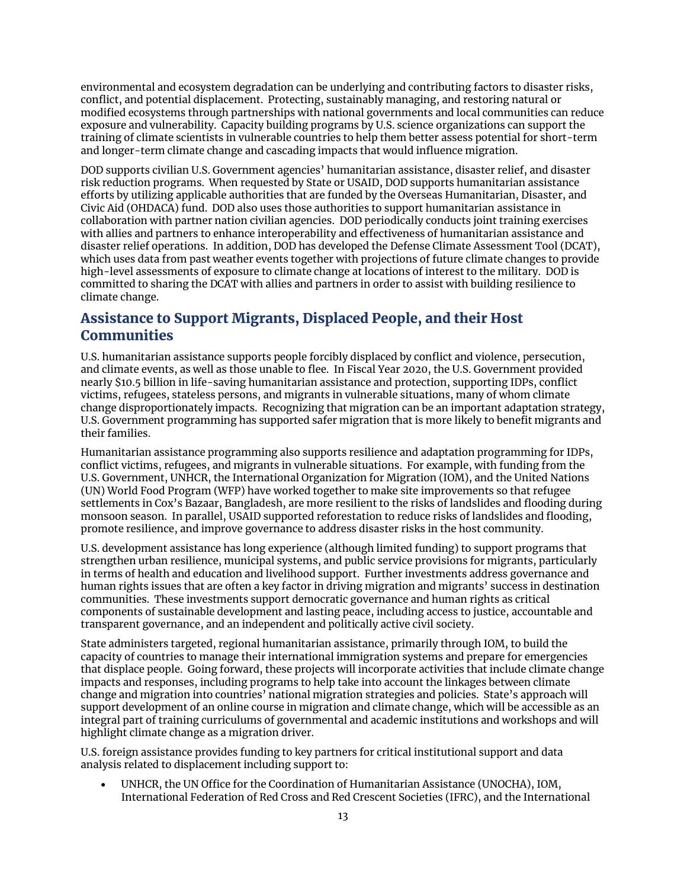environmental and ecosystem degradation can be underlying and contributing factors to disaster risks, conflict, and potential displacement. Protecting, sustainably managing, and restoring natural or modified ecosystems through partnerships with national governments and local communities can reduce exposure and vulnerability. Capacity building programs by U.S. science organizations can support the training of climate scientists in vulnerable countries to help them better assess potential for short-term and longer-term climate change and cascading impacts that would influence migration.

DOD supports civilian U.S. Government agencies' humanitarian assistance, disaster relief, and disaster risk reduction programs. When requested by State or USAID, DOD supports humanitarian assistance efforts by utilizing applicable authorities that are funded by the Overseas Humanitarian, Disaster, and Civic Aid (OHDACA) fund. DOD also uses those authorities to support humanitarian assistance in collaboration with partner nation civilian agencies. DOD periodically conducts joint training exercises with allies and partners to enhance interoperability and effectiveness of humanitarian assistance and disaster relief operations. In addition, DOD has developed the Defense Climate Assessment Tool (DCAT), which uses data from past weather events together with projections of future climate changes to provide high-level assessments of exposure to climate change at locations of interest to the military. DOD is committed to sharing the DCAT with allies and partners in order to assist with building resilience to climate change.

## Assistance to Support Migrants, Displaced People, and their Host Communities

U.S. humanitarian assistance supports people forcibly displaced by conflict and violence, persecution, and climate events, as well as those unable to flee. In Fiscal Year 2020, the U.S. Government provided nearly $10.5 billion in life-saving humanitarian assistance and protection, supporting IDPs, conflict victims, refugees, stateless persons, and migrants in vulnerable situations, many of whom climate change disproportionately impacts. Recognizing that migration can be an important adaptation strategy, U.S. Government programming has supported safer migration that is more likely to benefit migrants and their families.

Humanitarian assistance programming also supports resilience and adaptation programming for IDPs, conflict victims, refugees, and migrants in vulnerable situations. For example, with funding from the U.S. Government, UNHCR, the International Organization for Migration (IOM), and the United Nations (UN) World Food Program (WFP) have worked together to make site improvements so that refugee settlements in Cox's Bazaar, Bangladesh, are more resilient to the risks of landslides and flooding during monsoon season. In parallel, USAID supported reforestation to reduce risks of landslides and flooding, promote resilience, and improve governance to address disaster risks in the host community.

U.S. development assistance has long experience (although limited funding) to support programs that strengthen urban resilience, municipal systems, and public service provisions for migrants, particularly in terms of health and education and livelihood support. Further investments address governance and human rights issues that are often a key factor in driving migration and migrants' success in destination communities. These investments support democratic governance and human rights as critical components of sustainable development and lasting peace, including access to justice, accountable and transparent governance, and an independent and politically active civil society.

State administers targeted, regional humanitarian assistance, primarily through IOM, to build the capacity of countries to manage their international immigration systems and prepare for emergencies that displace people. Going forward, these projects will incorporate activities that include climate change impacts and responses, including programs to help take into account the linkages between climate change and migration into countries' national migration strategies and policies. State's approach will support development of an online course in migration and climate change, which will be accessible as an integral part of training curriculums of governmental and academic institutions and workshops and will highlight climate change as a migration driver.

U.S. foreign assistance provides funding to key partners for critical institutional support and data analysis related to displacement including support to:

- UNHCR, the UN Office for the Coordination of Humanitarian Assistance (UNOCHA), IOM, International Federation of Red Cross and Red Crescent Societies (IFRC), and the International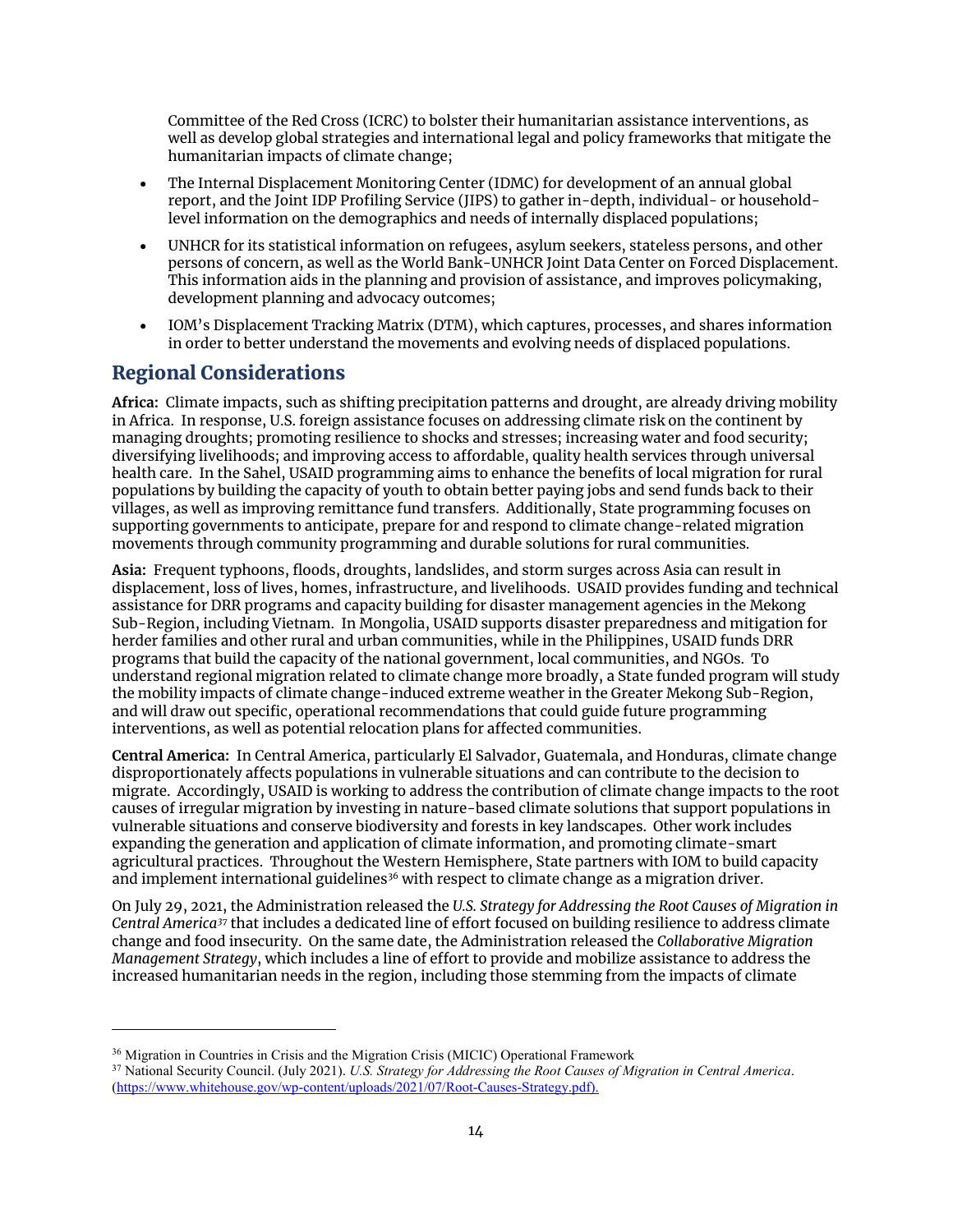Committee of the Red Cross (ICRC) to bolster their humanitarian assistance interventions, as well as develop global strategies and international legal and policy frameworks that mitigate the humanitarian impacts of climate change;

- The Internal Displacement Monitoring Center (IDMC) for development of an annual global report, and the Joint IDP Profiling Service (JIPS) to gather in-depth, individual- or household-level information on the demographics and needs of internally displaced populations;
- UNHCR for its statistical information on refugees, asylum seekers, stateless persons, and other persons of concern, as well as the World Bank-UNHCR Joint Data Center on Forced Displacement. This information aids in the planning and provision of assistance, and improves policymaking, development planning and advocacy outcomes;
- IOM's Displacement Tracking Matrix (DTM), which captures, processes, and shares information in order to better understand the movements and evolving needs of displaced populations.

## Regional Considerations

**Africa:** Climate impacts, such as shifting precipitation patterns and drought, are already driving mobility in Africa. In response, U.S. foreign assistance focuses on addressing climate risk on the continent by managing droughts; promoting resilience to shocks and stresses; increasing water and food security; diversifying livelihoods; and improving access to affordable, quality health services through universal health care. In the Sahel, USAID programming aims to enhance the benefits of local migration for rural populations by building the capacity of youth to obtain better paying jobs and send funds back to their villages, as well as improving remittance fund transfers. Additionally, State programming focuses on supporting governments to anticipate, prepare for and respond to climate change-related migration movements through community programming and durable solutions for rural communities.

**Asia:** Frequent typhoons, floods, droughts, landslides, and storm surges across Asia can result in displacement, loss of lives, homes, infrastructure, and livelihoods. USAID provides funding and technical assistance for DRR programs and capacity building for disaster management agencies in the Mekong Sub-Region, including Vietnam. In Mongolia, USAID supports disaster preparedness and mitigation for herder families and other rural and urban communities, while in the Philippines, USAID funds DRR programs that build the capacity of the national government, local communities, and NGOs. To understand regional migration related to climate change more broadly, a State funded program will study the mobility impacts of climate change-induced extreme weather in the Greater Mekong Sub-Region, and will draw out specific, operational recommendations that could guide future programming interventions, as well as potential relocation plans for affected communities.

**Central America:** In Central America, particularly El Salvador, Guatemala, and Honduras, climate change disproportionately affects populations in vulnerable situations and can contribute to the decision to migrate. Accordingly, USAID is working to address the contribution of climate change impacts to the root causes of irregular migration by investing in nature-based climate solutions that support populations in vulnerable situations and conserve biodiversity and forests in key landscapes. Other work includes expanding the generation and application of climate information, and promoting climate-smart agricultural practices. Throughout the Western Hemisphere, State partners with IOM to build capacity and implement international guidelines[36] with respect to climate change as a migration driver.

On July 29, 2021, the Administration released the *U.S. Strategy for Addressing the Root Causes of Migration in Central America*[37] that includes a dedicated line of effort focused on building resilience to address climate change and food insecurity. On the same date, the Administration released the *Collaborative Migration Management Strategy*, which includes a line of effort to provide and mobilize assistance to address the increased humanitarian needs in the region, including those stemming from the impacts of climate

---

[36] Migration in Countries in Crisis and the Migration Crisis (MICIC) Operational Framework

[37] National Security Council. (July 2021). *U.S. Strategy for Addressing the Root Causes of Migration in Central America*. (https://www.whitehouse.gov/wp-content/uploads/2021/07/Root-Causes-Strategy.pdf).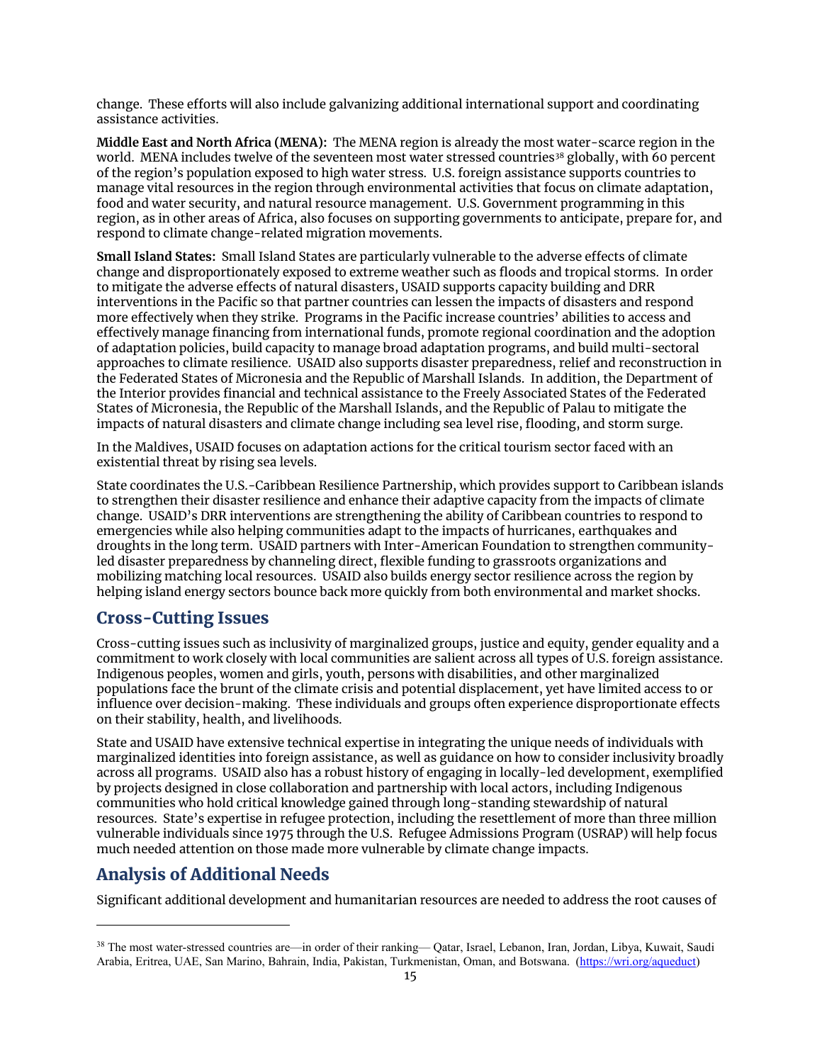change. These efforts will also include galvanizing additional international support and coordinating assistance activities.

**Middle East and North Africa (MENA):** The MENA region is already the most water-scarce region in the world. MENA includes twelve of the seventeen most water stressed countries[38] globally, with 60 percent of the region's population exposed to high water stress. U.S. foreign assistance supports countries to manage vital resources in the region through environmental activities that focus on climate adaptation, food and water security, and natural resource management. U.S. Government programming in this region, as in other areas of Africa, also focuses on supporting governments to anticipate, prepare for, and respond to climate change-related migration movements.

**Small Island States:** Small Island States are particularly vulnerable to the adverse effects of climate change and disproportionately exposed to extreme weather such as floods and tropical storms. In order to mitigate the adverse effects of natural disasters, USAID supports capacity building and DRR interventions in the Pacific so that partner countries can lessen the impacts of disasters and respond more effectively when they strike. Programs in the Pacific increase countries' abilities to access and effectively manage financing from international funds, promote regional coordination and the adoption of adaptation policies, build capacity to manage broad adaptation programs, and build multi-sectoral approaches to climate resilience. USAID also supports disaster preparedness, relief and reconstruction in the Federated States of Micronesia and the Republic of Marshall Islands. In addition, the Department of the Interior provides financial and technical assistance to the Freely Associated States of the Federated States of Micronesia, the Republic of the Marshall Islands, and the Republic of Palau to mitigate the impacts of natural disasters and climate change including sea level rise, flooding, and storm surge.

In the Maldives, USAID focuses on adaptation actions for the critical tourism sector faced with an existential threat by rising sea levels.

State coordinates the U.S.-Caribbean Resilience Partnership, which provides support to Caribbean islands to strengthen their disaster resilience and enhance their adaptive capacity from the impacts of climate change. USAID's DRR interventions are strengthening the ability of Caribbean countries to respond to emergencies while also helping communities adapt to the impacts of hurricanes, earthquakes and droughts in the long term. USAID partners with Inter-American Foundation to strengthen community-led disaster preparedness by channeling direct, flexible funding to grassroots organizations and mobilizing matching local resources. USAID also builds energy sector resilience across the region by helping island energy sectors bounce back more quickly from both environmental and market shocks.

## Cross-Cutting Issues

Cross-cutting issues such as inclusivity of marginalized groups, justice and equity, gender equality and a commitment to work closely with local communities are salient across all types of U.S. foreign assistance. Indigenous peoples, women and girls, youth, persons with disabilities, and other marginalized populations face the brunt of the climate crisis and potential displacement, yet have limited access to or influence over decision-making. These individuals and groups often experience disproportionate effects on their stability, health, and livelihoods.

State and USAID have extensive technical expertise in integrating the unique needs of individuals with marginalized identities into foreign assistance, as well as guidance on how to consider inclusivity broadly across all programs. USAID also has a robust history of engaging in locally-led development, exemplified by projects designed in close collaboration and partnership with local actors, including Indigenous communities who hold critical knowledge gained through long-standing stewardship of natural resources. State's expertise in refugee protection, including the resettlement of more than three million vulnerable individuals since 1975 through the U.S. Refugee Admissions Program (USRAP) will help focus much needed attention on those made more vulnerable by climate change impacts.

## Analysis of Additional Needs

Significant additional development and humanitarian resources are needed to address the root causes of

---

[38] The most water-stressed countries are—in order of their ranking— Qatar, Israel, Lebanon, Iran, Jordan, Libya, Kuwait, Saudi Arabia, Eritrea, UAE, San Marino, Bahrain, India, Pakistan, Turkmenistan, Oman, and Botswana. (https://wri.org/aqueduct)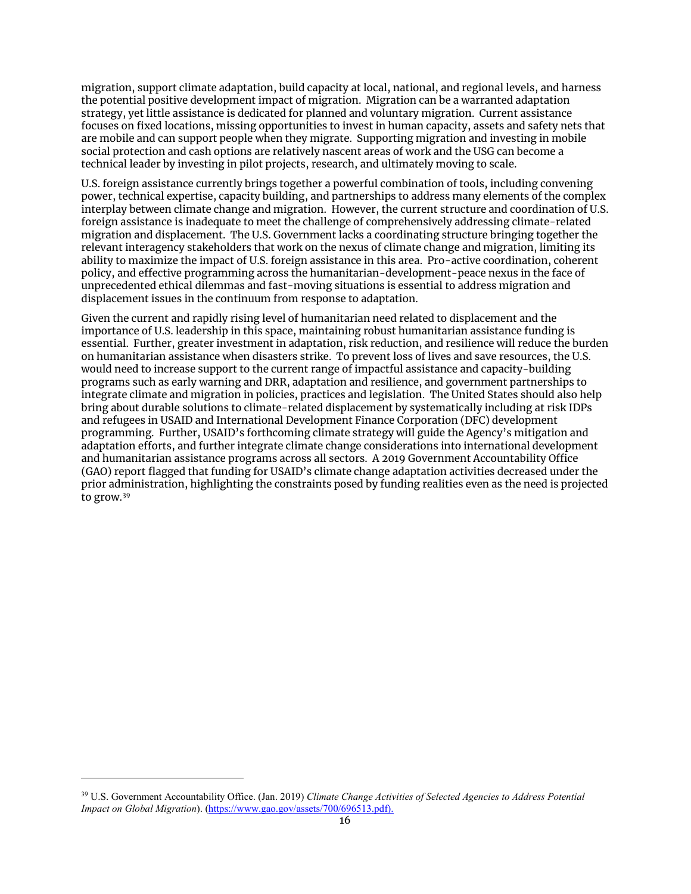migration, support climate adaptation, build capacity at local, national, and regional levels, and harness the potential positive development impact of migration. Migration can be a warranted adaptation strategy, yet little assistance is dedicated for planned and voluntary migration. Current assistance focuses on fixed locations, missing opportunities to invest in human capacity, assets and safety nets that are mobile and can support people when they migrate. Supporting migration and investing in mobile social protection and cash options are relatively nascent areas of work and the USG can become a technical leader by investing in pilot projects, research, and ultimately moving to scale.

U.S. foreign assistance currently brings together a powerful combination of tools, including convening power, technical expertise, capacity building, and partnerships to address many elements of the complex interplay between climate change and migration. However, the current structure and coordination of U.S. foreign assistance is inadequate to meet the challenge of comprehensively addressing climate-related migration and displacement. The U.S. Government lacks a coordinating structure bringing together the relevant interagency stakeholders that work on the nexus of climate change and migration, limiting its ability to maximize the impact of U.S. foreign assistance in this area. Pro-active coordination, coherent policy, and effective programming across the humanitarian-development-peace nexus in the face of unprecedented ethical dilemmas and fast-moving situations is essential to address migration and displacement issues in the continuum from response to adaptation.

Given the current and rapidly rising level of humanitarian need related to displacement and the importance of U.S. leadership in this space, maintaining robust humanitarian assistance funding is essential. Further, greater investment in adaptation, risk reduction, and resilience will reduce the burden on humanitarian assistance when disasters strike. To prevent loss of lives and save resources, the U.S. would need to increase support to the current range of impactful assistance and capacity-building programs such as early warning and DRR, adaptation and resilience, and government partnerships to integrate climate and migration in policies, practices and legislation. The United States should also help bring about durable solutions to climate-related displacement by systematically including at risk IDPs and refugees in USAID and International Development Finance Corporation (DFC) development programming. Further, USAID's forthcoming climate strategy will guide the Agency's mitigation and adaptation efforts, and further integrate climate change considerations into international development and humanitarian assistance programs across all sectors. A 2019 Government Accountability Office (GAO) report flagged that funding for USAID's climate change adaptation activities decreased under the prior administration, highlighting the constraints posed by funding realities even as the need is projected to grow.[39]

---

[39] U.S. Government Accountability Office. (Jan. 2019) *Climate Change Activities of Selected Agencies to Address Potential Impact on Global Migration*). (https://www.gao.gov/assets/700/696513.pdf).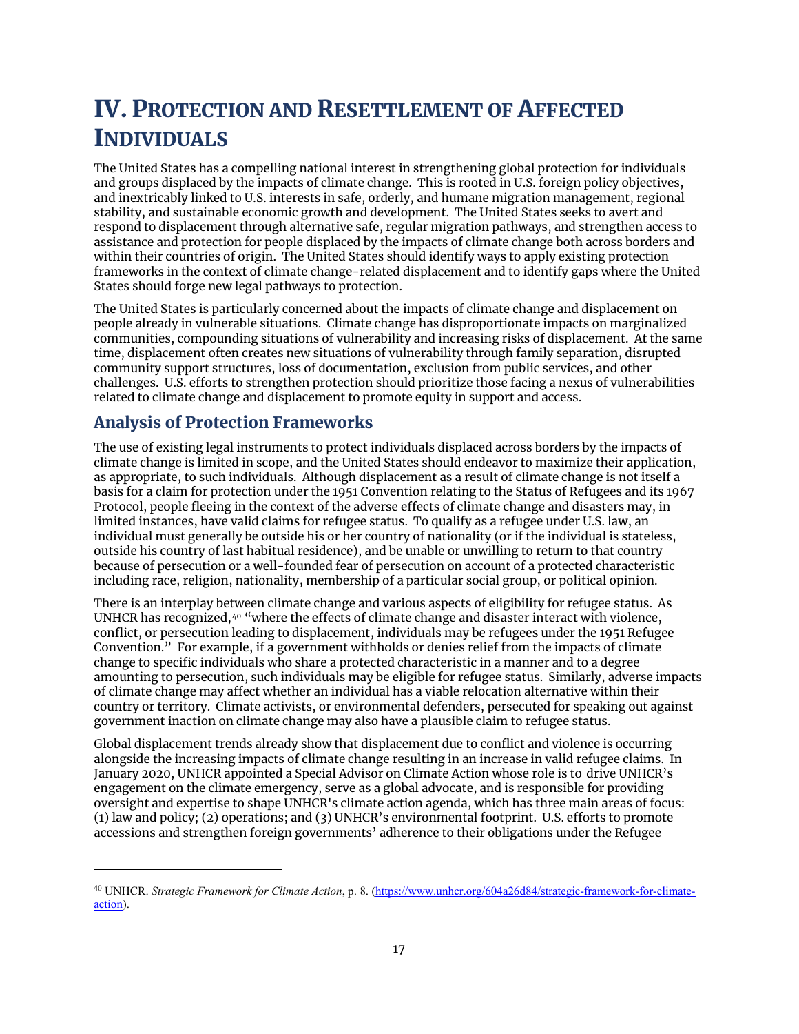# IV. PROTECTION AND RESETTLEMENT OF AFFECTED INDIVIDUALS

The United States has a compelling national interest in strengthening global protection for individuals and groups displaced by the impacts of climate change. This is rooted in U.S. foreign policy objectives, and inextricably linked to U.S. interests in safe, orderly, and humane migration management, regional stability, and sustainable economic growth and development. The United States seeks to avert and respond to displacement through alternative safe, regular migration pathways, and strengthen access to assistance and protection for people displaced by the impacts of climate change both across borders and within their countries of origin. The United States should identify ways to apply existing protection frameworks in the context of climate change-related displacement and to identify gaps where the United States should forge new legal pathways to protection.

The United States is particularly concerned about the impacts of climate change and displacement on people already in vulnerable situations. Climate change has disproportionate impacts on marginalized communities, compounding situations of vulnerability and increasing risks of displacement. At the same time, displacement often creates new situations of vulnerability through family separation, disrupted community support structures, loss of documentation, exclusion from public services, and other challenges. U.S. efforts to strengthen protection should prioritize those facing a nexus of vulnerabilities related to climate change and displacement to promote equity in support and access.

## Analysis of Protection Frameworks

The use of existing legal instruments to protect individuals displaced across borders by the impacts of climate change is limited in scope, and the United States should endeavor to maximize their application, as appropriate, to such individuals. Although displacement as a result of climate change is not itself a basis for a claim for protection under the 1951 Convention relating to the Status of Refugees and its 1967 Protocol, people fleeing in the context of the adverse effects of climate change and disasters may, in limited instances, have valid claims for refugee status. To qualify as a refugee under U.S. law, an individual must generally be outside his or her country of nationality (or if the individual is stateless, outside his country of last habitual residence), and be unable or unwilling to return to that country because of persecution or a well-founded fear of persecution on account of a protected characteristic including race, religion, nationality, membership of a particular social group, or political opinion.

There is an interplay between climate change and various aspects of eligibility for refugee status. As UNHCR has recognized,[40] "where the effects of climate change and disaster interact with violence, conflict, or persecution leading to displacement, individuals may be refugees under the 1951 Refugee Convention." For example, if a government withholds or denies relief from the impacts of climate change to specific individuals who share a protected characteristic in a manner and to a degree amounting to persecution, such individuals may be eligible for refugee status. Similarly, adverse impacts of climate change may affect whether an individual has a viable relocation alternative within their country or territory. Climate activists, or environmental defenders, persecuted for speaking out against government inaction on climate change may also have a plausible claim to refugee status.

Global displacement trends already show that displacement due to conflict and violence is occurring alongside the increasing impacts of climate change resulting in an increase in valid refugee claims. In January 2020, UNHCR appointed a Special Advisor on Climate Action whose role is to drive UNHCR's engagement on the climate emergency, serve as a global advocate, and is responsible for providing oversight and expertise to shape UNHCR's climate action agenda, which has three main areas of focus: (1) law and policy; (2) operations; and (3) UNHCR's environmental footprint. U.S. efforts to promote accessions and strengthen foreign governments' adherence to their obligations under the Refugee

---

[40] UNHCR. *Strategic Framework for Climate Action*, p. 8. (https://www.unhcr.org/604a26d84/strategic-framework-for-climate-action).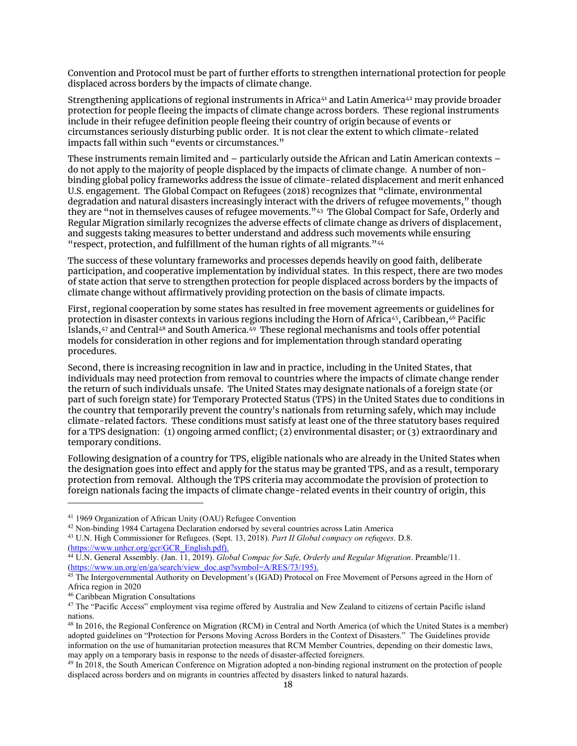Convention and Protocol must be part of further efforts to strengthen international protection for people displaced across borders by the impacts of climate change.

Strengthening applications of regional instruments in Africa[41] and Latin America[42] may provide broader protection for people fleeing the impacts of climate change across borders. These regional instruments include in their refugee definition people fleeing their country of origin because of events or circumstances seriously disturbing public order. It is not clear the extent to which climate-related impacts fall within such "events or circumstances."

These instruments remain limited and – particularly outside the African and Latin American contexts – do not apply to the majority of people displaced by the impacts of climate change. A number of non-binding global policy frameworks address the issue of climate-related displacement and merit enhanced U.S. engagement. The Global Compact on Refugees (2018) recognizes that "climate, environmental degradation and natural disasters increasingly interact with the drivers of refugee movements," though they are "not in themselves causes of refugee movements."[43] The Global Compact for Safe, Orderly and Regular Migration similarly recognizes the adverse effects of climate change as drivers of displacement, and suggests taking measures to better understand and address such movements while ensuring "respect, protection, and fulfillment of the human rights of all migrants."[44]

The success of these voluntary frameworks and processes depends heavily on good faith, deliberate participation, and cooperative implementation by individual states. In this respect, there are two modes of state action that serve to strengthen protection for people displaced across borders by the impacts of climate change without affirmatively providing protection on the basis of climate impacts.

First, regional cooperation by some states has resulted in free movement agreements or guidelines for protection in disaster contexts in various regions including the Horn of Africa[45], Caribbean,[46] Pacific Islands,[47] and Central[48] and South America.[49] These regional mechanisms and tools offer potential models for consideration in other regions and for implementation through standard operating procedures.

Second, there is increasing recognition in law and in practice, including in the United States, that individuals may need protection from removal to countries where the impacts of climate change render the return of such individuals unsafe. The United States may designate nationals of a foreign state (or part of such foreign state) for Temporary Protected Status (TPS) in the United States due to conditions in the country that temporarily prevent the country's nationals from returning safely, which may include climate-related factors. These conditions must satisfy at least one of the three statutory bases required for a TPS designation: (1) ongoing armed conflict; (2) environmental disaster; or (3) extraordinary and temporary conditions.

Following designation of a country for TPS, eligible nationals who are already in the United States when the designation goes into effect and apply for the status may be granted TPS, and as a result, temporary protection from removal. Although the TPS criteria may accommodate the provision of protection to foreign nationals facing the impacts of climate change-related events in their country of origin, this

---

[41] 1969 Organization of African Unity (OAU) Refugee Convention

[42] Non-binding 1984 Cartagena Declaration endorsed by several countries across Latin America

[43] U.N. High Commissioner for Refugees. (Sept. 13, 2018). *Part II Global compacy on refugees*. D.8. (https://www.unhcr.org/gcr/GCR_English.pdf).

[44] U.N. General Assembly. (Jan. 11, 2019). *Global Compac for Safe, Orderly and Regular Migration*. Preamble/11. (https://www.un.org/en/ga/search/view_doc.asp?symbol=A/RES/73/195).

[45] The Intergovernmental Authority on Development's (IGAD) Protocol on Free Movement of Persons agreed in the Horn of Africa region in 2020

[46] Caribbean Migration Consultations

[47] The "Pacific Access" employment visa regime offered by Australia and New Zealand to citizens of certain Pacific island nations.

[48] In 2016, the Regional Conference on Migration (RCM) in Central and North America (of which the United States is a member) adopted guidelines on "Protection for Persons Moving Across Borders in the Context of Disasters." The Guidelines provide information on the use of humanitarian protection measures that RCM Member Countries, depending on their domestic laws, may apply on a temporary basis in response to the needs of disaster-affected foreigners.

[49] In 2018, the South American Conference on Migration adopted a non-binding regional instrument on the protection of people displaced across borders and on migrants in countries affected by disasters linked to natural hazards.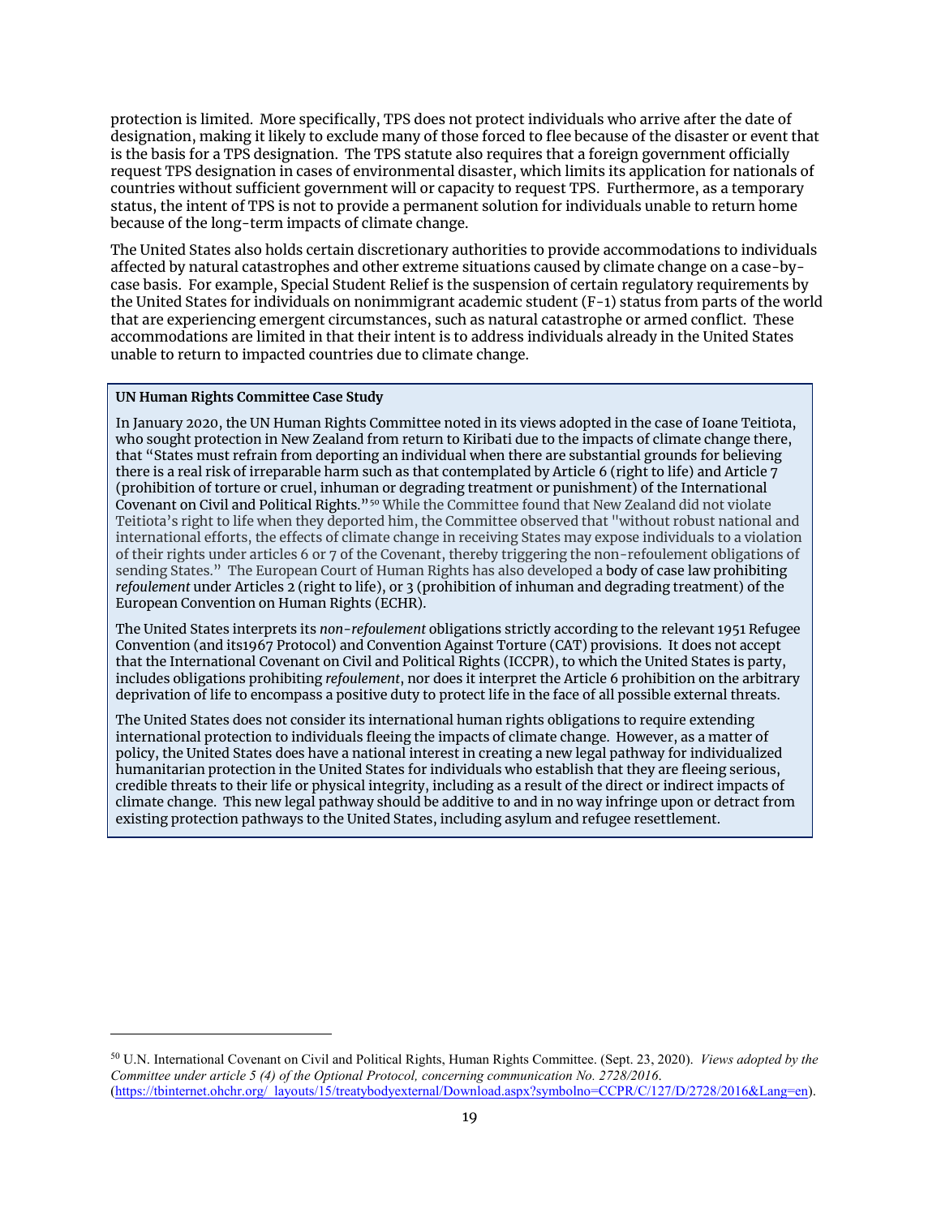protection is limited. More specifically, TPS does not protect individuals who arrive after the date of designation, making it likely to exclude many of those forced to flee because of the disaster or event that is the basis for a TPS designation. The TPS statute also requires that a foreign government officially request TPS designation in cases of environmental disaster, which limits its application for nationals of countries without sufficient government will or capacity to request TPS. Furthermore, as a temporary status, the intent of TPS is not to provide a permanent solution for individuals unable to return home because of the long-term impacts of climate change.

The United States also holds certain discretionary authorities to provide accommodations to individuals affected by natural catastrophes and other extreme situations caused by climate change on a case-by-case basis. For example, Special Student Relief is the suspension of certain regulatory requirements by the United States for individuals on nonimmigrant academic student (F-1) status from parts of the world that are experiencing emergent circumstances, such as natural catastrophe or armed conflict. These accommodations are limited in that their intent is to address individuals already in the United States unable to return to impacted countries due to climate change.

**UN Human Rights Committee Case Study**

In January 2020, the UN Human Rights Committee noted in its views adopted in the case of Ioane Teitiota, who sought protection in New Zealand from return to Kiribati due to the impacts of climate change there, that "States must refrain from deporting an individual when there are substantial grounds for believing there is a real risk of irreparable harm such as that contemplated by Article 6 (right to life) and Article 7 (prohibition of torture or cruel, inhuman or degrading treatment or punishment) of the International Covenant on Civil and Political Rights."[50] While the Committee found that New Zealand did not violate Teitiota's right to life when they deported him, the Committee observed that "without robust national and international efforts, the effects of climate change in receiving States may expose individuals to a violation of their rights under articles 6 or 7 of the Covenant, thereby triggering the non-refoulement obligations of sending States." The European Court of Human Rights has also developed a body of case law prohibiting *refoulement* under Articles 2 (right to life), or 3 (prohibition of inhuman and degrading treatment) of the European Convention on Human Rights (ECHR).

The United States interprets its *non-refoulement* obligations strictly according to the relevant 1951 Refugee Convention (and its1967 Protocol) and Convention Against Torture (CAT) provisions. It does not accept that the International Covenant on Civil and Political Rights (ICCPR), to which the United States is party, includes obligations prohibiting *refoulement*, nor does it interpret the Article 6 prohibition on the arbitrary deprivation of life to encompass a positive duty to protect life in the face of all possible external threats.

The United States does not consider its international human rights obligations to require extending international protection to individuals fleeing the impacts of climate change. However, as a matter of policy, the United States does have a national interest in creating a new legal pathway for individualized humanitarian protection in the United States for individuals who establish that they are fleeing serious, credible threats to their life or physical integrity, including as a result of the direct or indirect impacts of climate change. This new legal pathway should be additive to and in no way infringe upon or detract from existing protection pathways to the United States, including asylum and refugee resettlement.

---

[50] U.N. International Covenant on Civil and Political Rights, Human Rights Committee. (Sept. 23, 2020). *Views adopted by the Committee under article 5 (4) of the Optional Protocol, concerning communication No. 2728/2016*. (https://tbinternet.ohchr.org/_layouts/15/treatybodyexternal/Download.aspx?symbolno=CCPR/C/127/D/2728/2016&Lang=en).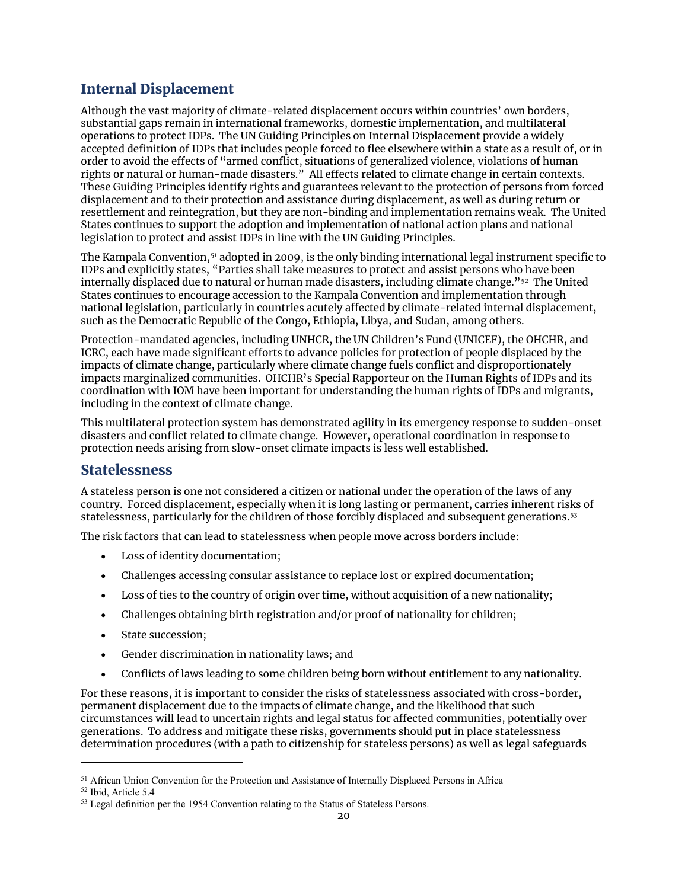## Internal Displacement

Although the vast majority of climate-related displacement occurs within countries' own borders, substantial gaps remain in international frameworks, domestic implementation, and multilateral operations to protect IDPs. The UN Guiding Principles on Internal Displacement provide a widely accepted definition of IDPs that includes people forced to flee elsewhere within a state as a result of, or in order to avoid the effects of "armed conflict, situations of generalized violence, violations of human rights or natural or human-made disasters." All effects related to climate change in certain contexts. These Guiding Principles identify rights and guarantees relevant to the protection of persons from forced displacement and to their protection and assistance during displacement, as well as during return or resettlement and reintegration, but they are non-binding and implementation remains weak. The United States continues to support the adoption and implementation of national action plans and national legislation to protect and assist IDPs in line with the UN Guiding Principles.

The Kampala Convention,[51] adopted in 2009, is the only binding international legal instrument specific to IDPs and explicitly states, "Parties shall take measures to protect and assist persons who have been internally displaced due to natural or human made disasters, including climate change."[52] The United States continues to encourage accession to the Kampala Convention and implementation through national legislation, particularly in countries acutely affected by climate-related internal displacement, such as the Democratic Republic of the Congo, Ethiopia, Libya, and Sudan, among others.

Protection-mandated agencies, including UNHCR, the UN Children's Fund (UNICEF), the OHCHR, and ICRC, each have made significant efforts to advance policies for protection of people displaced by the impacts of climate change, particularly where climate change fuels conflict and disproportionately impacts marginalized communities. OHCHR's Special Rapporteur on the Human Rights of IDPs and its coordination with IOM have been important for understanding the human rights of IDPs and migrants, including in the context of climate change.

This multilateral protection system has demonstrated agility in its emergency response to sudden-onset disasters and conflict related to climate change. However, operational coordination in response to protection needs arising from slow-onset climate impacts is less well established.

## Statelessness

A stateless person is one not considered a citizen or national under the operation of the laws of any country. Forced displacement, especially when it is long lasting or permanent, carries inherent risks of statelessness, particularly for the children of those forcibly displaced and subsequent generations.[53]

The risk factors that can lead to statelessness when people move across borders include:

- Loss of identity documentation;
- Challenges accessing consular assistance to replace lost or expired documentation;
- Loss of ties to the country of origin over time, without acquisition of a new nationality;
- Challenges obtaining birth registration and/or proof of nationality for children;
- State succession;
- Gender discrimination in nationality laws; and
- Conflicts of laws leading to some children being born without entitlement to any nationality.

For these reasons, it is important to consider the risks of statelessness associated with cross-border, permanent displacement due to the impacts of climate change, and the likelihood that such circumstances will lead to uncertain rights and legal status for affected communities, potentially over generations. To address and mitigate these risks, governments should put in place statelessness determination procedures (with a path to citizenship for stateless persons) as well as legal safeguards

---

[51] African Union Convention for the Protection and Assistance of Internally Displaced Persons in Africa

[52] Ibid, Article 5.4

[53] Legal definition per the 1954 Convention relating to the Status of Stateless Persons.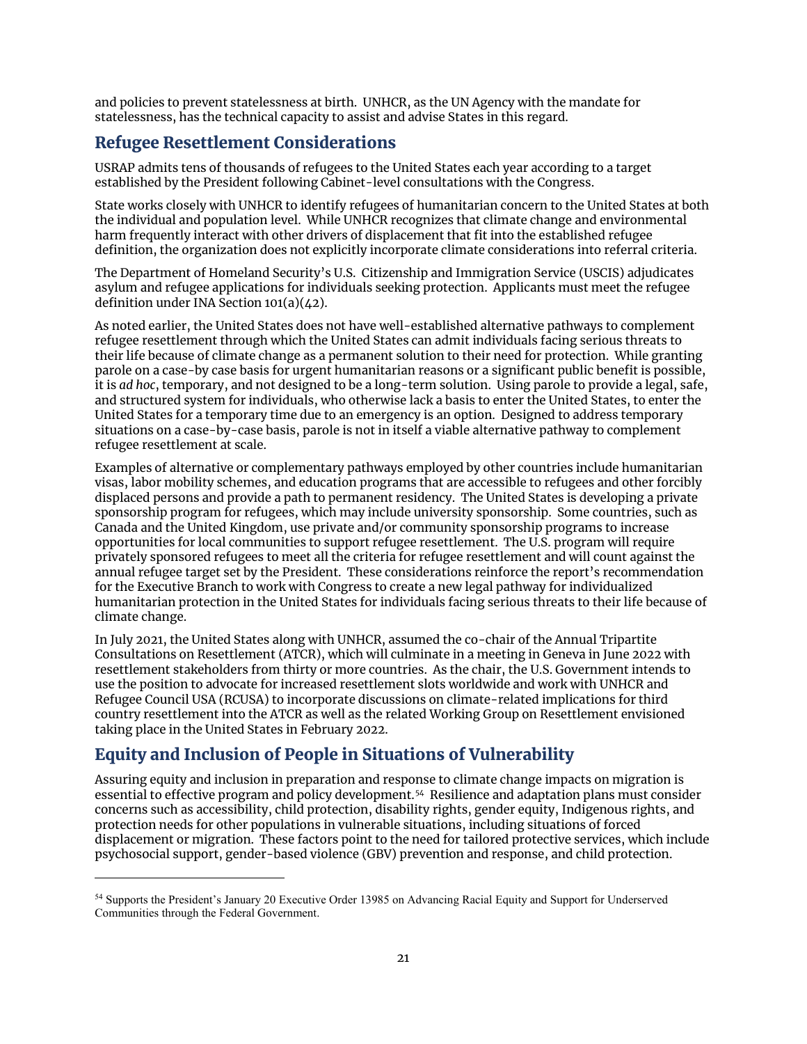and policies to prevent statelessness at birth. UNHCR, as the UN Agency with the mandate for statelessness, has the technical capacity to assist and advise States in this regard.

## Refugee Resettlement Considerations

USRAP admits tens of thousands of refugees to the United States each year according to a target established by the President following Cabinet-level consultations with the Congress.

State works closely with UNHCR to identify refugees of humanitarian concern to the United States at both the individual and population level. While UNHCR recognizes that climate change and environmental harm frequently interact with other drivers of displacement that fit into the established refugee definition, the organization does not explicitly incorporate climate considerations into referral criteria.

The Department of Homeland Security's U.S. Citizenship and Immigration Service (USCIS) adjudicates asylum and refugee applications for individuals seeking protection. Applicants must meet the refugee definition under INA Section 101(a)(42).

As noted earlier, the United States does not have well-established alternative pathways to complement refugee resettlement through which the United States can admit individuals facing serious threats to their life because of climate change as a permanent solution to their need for protection. While granting parole on a case-by case basis for urgent humanitarian reasons or a significant public benefit is possible, it is *ad hoc*, temporary, and not designed to be a long-term solution. Using parole to provide a legal, safe, and structured system for individuals, who otherwise lack a basis to enter the United States, to enter the United States for a temporary time due to an emergency is an option. Designed to address temporary situations on a case-by-case basis, parole is not in itself a viable alternative pathway to complement refugee resettlement at scale.

Examples of alternative or complementary pathways employed by other countries include humanitarian visas, labor mobility schemes, and education programs that are accessible to refugees and other forcibly displaced persons and provide a path to permanent residency. The United States is developing a private sponsorship program for refugees, which may include university sponsorship. Some countries, such as Canada and the United Kingdom, use private and/or community sponsorship programs to increase opportunities for local communities to support refugee resettlement. The U.S. program will require privately sponsored refugees to meet all the criteria for refugee resettlement and will count against the annual refugee target set by the President. These considerations reinforce the report's recommendation for the Executive Branch to work with Congress to create a new legal pathway for individualized humanitarian protection in the United States for individuals facing serious threats to their life because of climate change.

In July 2021, the United States along with UNHCR, assumed the co-chair of the Annual Tripartite Consultations on Resettlement (ATCR), which will culminate in a meeting in Geneva in June 2022 with resettlement stakeholders from thirty or more countries. As the chair, the U.S. Government intends to use the position to advocate for increased resettlement slots worldwide and work with UNHCR and Refugee Council USA (RCUSA) to incorporate discussions on climate-related implications for third country resettlement into the ATCR as well as the related Working Group on Resettlement envisioned taking place in the United States in February 2022.

## Equity and Inclusion of People in Situations of Vulnerability

Assuring equity and inclusion in preparation and response to climate change impacts on migration is essential to effective program and policy development.[54] Resilience and adaptation plans must consider concerns such as accessibility, child protection, disability rights, gender equity, Indigenous rights, and protection needs for other populations in vulnerable situations, including situations of forced displacement or migration. These factors point to the need for tailored protective services, which include psychosocial support, gender-based violence (GBV) prevention and response, and child protection.

---

[54] Supports the President's January 20 Executive Order 13985 on Advancing Racial Equity and Support for Underserved Communities through the Federal Government.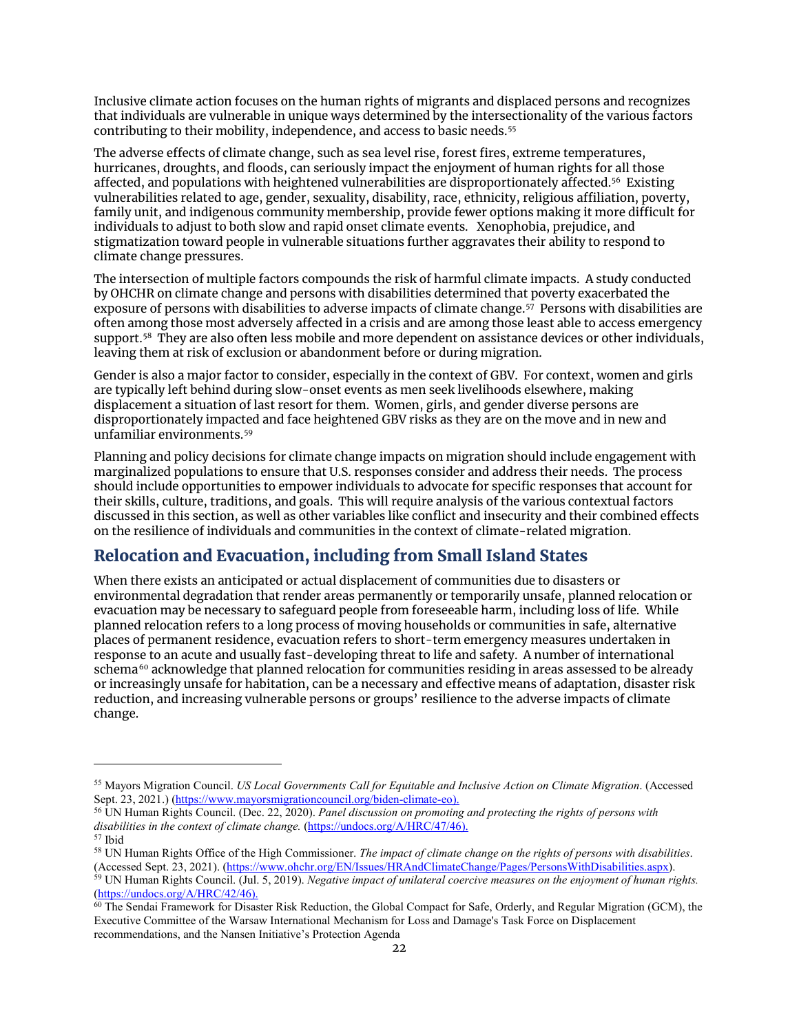Inclusive climate action focuses on the human rights of migrants and displaced persons and recognizes that individuals are vulnerable in unique ways determined by the intersectionality of the various factors contributing to their mobility, independence, and access to basic needs.[55]

The adverse effects of climate change, such as sea level rise, forest fires, extreme temperatures, hurricanes, droughts, and floods, can seriously impact the enjoyment of human rights for all those affected, and populations with heightened vulnerabilities are disproportionately affected.[56] Existing vulnerabilities related to age, gender, sexuality, disability, race, ethnicity, religious affiliation, poverty, family unit, and indigenous community membership, provide fewer options making it more difficult for individuals to adjust to both slow and rapid onset climate events. Xenophobia, prejudice, and stigmatization toward people in vulnerable situations further aggravates their ability to respond to climate change pressures.

The intersection of multiple factors compounds the risk of harmful climate impacts. A study conducted by OHCHR on climate change and persons with disabilities determined that poverty exacerbated the exposure of persons with disabilities to adverse impacts of climate change.[57] Persons with disabilities are often among those most adversely affected in a crisis and are among those least able to access emergency support.[58] They are also often less mobile and more dependent on assistance devices or other individuals, leaving them at risk of exclusion or abandonment before or during migration.

Gender is also a major factor to consider, especially in the context of GBV. For context, women and girls are typically left behind during slow-onset events as men seek livelihoods elsewhere, making displacement a situation of last resort for them. Women, girls, and gender diverse persons are disproportionately impacted and face heightened GBV risks as they are on the move and in new and unfamiliar environments.[59]

Planning and policy decisions for climate change impacts on migration should include engagement with marginalized populations to ensure that U.S. responses consider and address their needs. The process should include opportunities to empower individuals to advocate for specific responses that account for their skills, culture, traditions, and goals. This will require analysis of the various contextual factors discussed in this section, as well as other variables like conflict and insecurity and their combined effects on the resilience of individuals and communities in the context of climate-related migration.

## Relocation and Evacuation, including from Small Island States

When there exists an anticipated or actual displacement of communities due to disasters or environmental degradation that render areas permanently or temporarily unsafe, planned relocation or evacuation may be necessary to safeguard people from foreseeable harm, including loss of life. While planned relocation refers to a long process of moving households or communities in safe, alternative places of permanent residence, evacuation refers to short-term emergency measures undertaken in response to an acute and usually fast-developing threat to life and safety. A number of international schema[60] acknowledge that planned relocation for communities residing in areas assessed to be already or increasingly unsafe for habitation, can be a necessary and effective means of adaptation, disaster risk reduction, and increasing vulnerable persons or groups' resilience to the adverse impacts of climate change.

---

[55] Mayors Migration Council. *US Local Governments Call for Equitable and Inclusive Action on Climate Migration*. (Accessed Sept. 23, 2021.) (https://www.mayorsmigrationcouncil.org/biden-climate-eo).

[56] UN Human Rights Council. (Dec. 22, 2020). *Panel discussion on promoting and protecting the rights of persons with disabilities in the context of climate change.* (https://undocs.org/A/HRC/47/46).

[57] Ibid

[58] UN Human Rights Office of the High Commissioner. *The impact of climate change on the rights of persons with disabilities*. (Accessed Sept. 23, 2021). (https://www.ohchr.org/EN/Issues/HRAndClimateChange/Pages/PersonsWithDisabilities.aspx).

[59] UN Human Rights Council. (Jul. 5, 2019). *Negative impact of unilateral coercive measures on the enjoyment of human rights.* (https://undocs.org/A/HRC/42/46).

[60] The Sendai Framework for Disaster Risk Reduction, the Global Compact for Safe, Orderly, and Regular Migration (GCM), the Executive Committee of the Warsaw International Mechanism for Loss and Damage's Task Force on Displacement recommendations, and the Nansen Initiative's Protection Agenda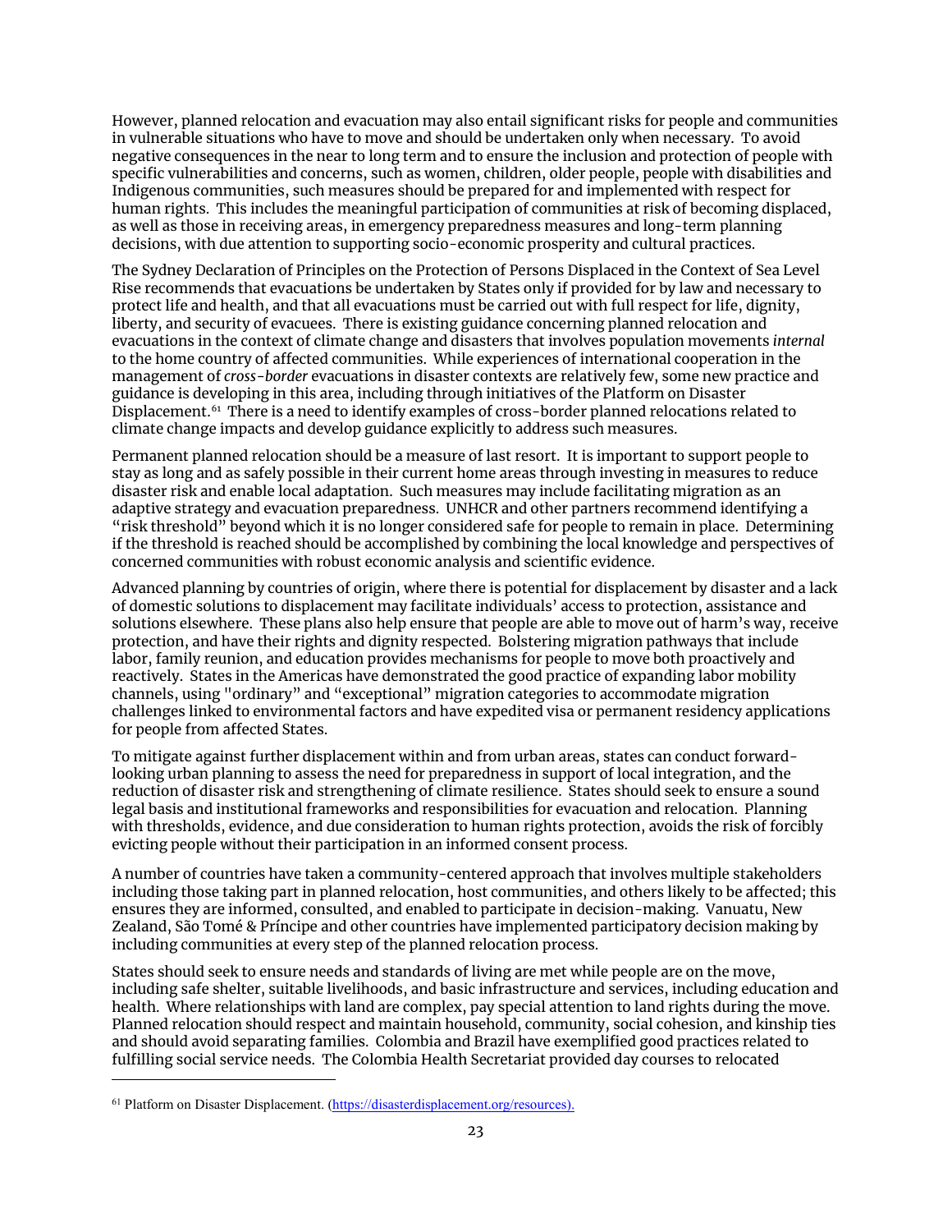However, planned relocation and evacuation may also entail significant risks for people and communities in vulnerable situations who have to move and should be undertaken only when necessary. To avoid negative consequences in the near to long term and to ensure the inclusion and protection of people with specific vulnerabilities and concerns, such as women, children, older people, people with disabilities and Indigenous communities, such measures should be prepared for and implemented with respect for human rights. This includes the meaningful participation of communities at risk of becoming displaced, as well as those in receiving areas, in emergency preparedness measures and long-term planning decisions, with due attention to supporting socio-economic prosperity and cultural practices.

The Sydney Declaration of Principles on the Protection of Persons Displaced in the Context of Sea Level Rise recommends that evacuations be undertaken by States only if provided for by law and necessary to protect life and health, and that all evacuations must be carried out with full respect for life, dignity, liberty, and security of evacuees. There is existing guidance concerning planned relocation and evacuations in the context of climate change and disasters that involves population movements *internal* to the home country of affected communities. While experiences of international cooperation in the management of *cross-border* evacuations in disaster contexts are relatively few, some new practice and guidance is developing in this area, including through initiatives of the Platform on Disaster Displacement.[61] There is a need to identify examples of cross-border planned relocations related to climate change impacts and develop guidance explicitly to address such measures.

Permanent planned relocation should be a measure of last resort. It is important to support people to stay as long and as safely possible in their current home areas through investing in measures to reduce disaster risk and enable local adaptation. Such measures may include facilitating migration as an adaptive strategy and evacuation preparedness. UNHCR and other partners recommend identifying a "risk threshold" beyond which it is no longer considered safe for people to remain in place. Determining if the threshold is reached should be accomplished by combining the local knowledge and perspectives of concerned communities with robust economic analysis and scientific evidence.

Advanced planning by countries of origin, where there is potential for displacement by disaster and a lack of domestic solutions to displacement may facilitate individuals' access to protection, assistance and solutions elsewhere. These plans also help ensure that people are able to move out of harm's way, receive protection, and have their rights and dignity respected. Bolstering migration pathways that include labor, family reunion, and education provides mechanisms for people to move both proactively and reactively. States in the Americas have demonstrated the good practice of expanding labor mobility channels, using "ordinary" and "exceptional" migration categories to accommodate migration challenges linked to environmental factors and have expedited visa or permanent residency applications for people from affected States.

To mitigate against further displacement within and from urban areas, states can conduct forward-looking urban planning to assess the need for preparedness in support of local integration, and the reduction of disaster risk and strengthening of climate resilience. States should seek to ensure a sound legal basis and institutional frameworks and responsibilities for evacuation and relocation. Planning with thresholds, evidence, and due consideration to human rights protection, avoids the risk of forcibly evicting people without their participation in an informed consent process.

A number of countries have taken a community-centered approach that involves multiple stakeholders including those taking part in planned relocation, host communities, and others likely to be affected; this ensures they are informed, consulted, and enabled to participate in decision-making. Vanuatu, New Zealand, São Tomé & Príncipe and other countries have implemented participatory decision making by including communities at every step of the planned relocation process.

States should seek to ensure needs and standards of living are met while people are on the move, including safe shelter, suitable livelihoods, and basic infrastructure and services, including education and health. Where relationships with land are complex, pay special attention to land rights during the move. Planned relocation should respect and maintain household, community, social cohesion, and kinship ties and should avoid separating families. Colombia and Brazil have exemplified good practices related to fulfilling social service needs. The Colombia Health Secretariat provided day courses to relocated

[61] Platform on Disaster Displacement. (https://disasterdisplacement.org/resources).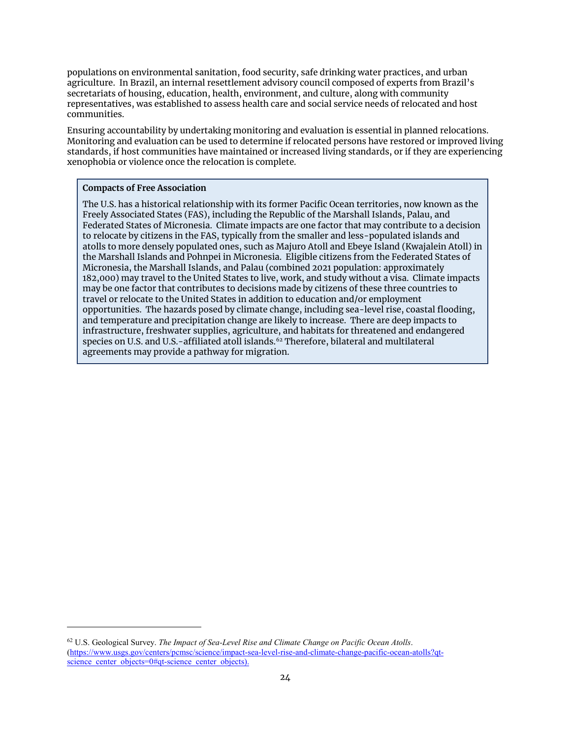populations on environmental sanitation, food security, safe drinking water practices, and urban agriculture. In Brazil, an internal resettlement advisory council composed of experts from Brazil's secretariats of housing, education, health, environment, and culture, along with community representatives, was established to assess health care and social service needs of relocated and host communities.

Ensuring accountability by undertaking monitoring and evaluation is essential in planned relocations. Monitoring and evaluation can be used to determine if relocated persons have restored or improved living standards, if host communities have maintained or increased living standards, or if they are experiencing xenophobia or violence once the relocation is complete.

**Compacts of Free Association**

The U.S. has a historical relationship with its former Pacific Ocean territories, now known as the Freely Associated States (FAS), including the Republic of the Marshall Islands, Palau, and Federated States of Micronesia. Climate impacts are one factor that may contribute to a decision to relocate by citizens in the FAS, typically from the smaller and less-populated islands and atolls to more densely populated ones, such as Majuro Atoll and Ebeye Island (Kwajalein Atoll) in the Marshall Islands and Pohnpei in Micronesia. Eligible citizens from the Federated States of Micronesia, the Marshall Islands, and Palau (combined 2021 population: approximately 182,000) may travel to the United States to live, work, and study without a visa. Climate impacts may be one factor that contributes to decisions made by citizens of these three countries to travel or relocate to the United States in addition to education and/or employment opportunities. The hazards posed by climate change, including sea-level rise, coastal flooding, and temperature and precipitation change are likely to increase. There are deep impacts to infrastructure, freshwater supplies, agriculture, and habitats for threatened and endangered species on U.S. and U.S.-affiliated atoll islands.[62] Therefore, bilateral and multilateral agreements may provide a pathway for migration.

---

[62] U.S. Geological Survey. *The Impact of Sea-Level Rise and Climate Change on Pacific Ocean Atolls*. (https://www.usgs.gov/centers/pcmsc/science/impact-sea-level-rise-and-climate-change-pacific-ocean-atolls?qt-science_center_objects=0#qt-science_center_objects).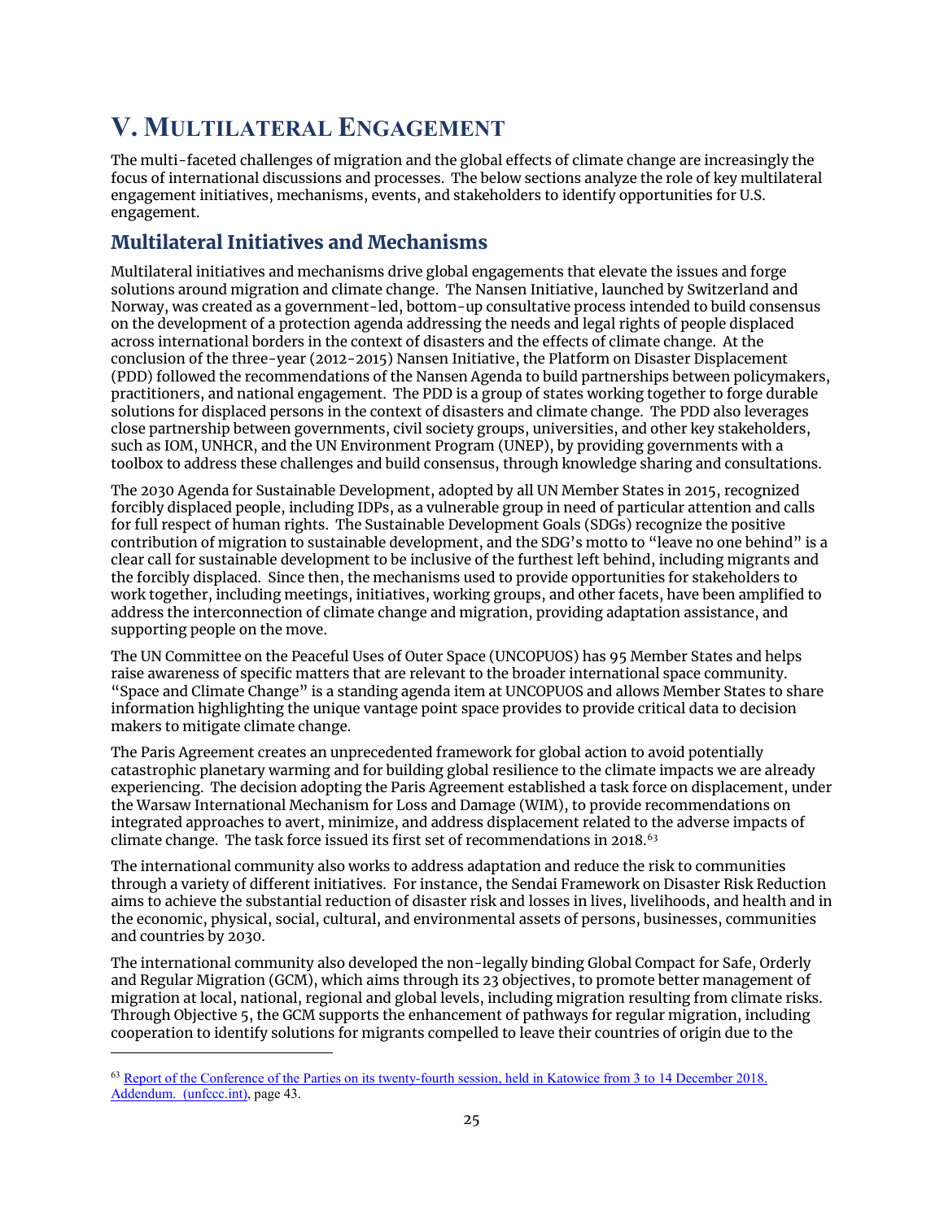# V. MULTILATERAL ENGAGEMENT

The multi-faceted challenges of migration and the global effects of climate change are increasingly the focus of international discussions and processes. The below sections analyze the role of key multilateral engagement initiatives, mechanisms, events, and stakeholders to identify opportunities for U.S. engagement.

## Multilateral Initiatives and Mechanisms

Multilateral initiatives and mechanisms drive global engagements that elevate the issues and forge solutions around migration and climate change. The Nansen Initiative, launched by Switzerland and Norway, was created as a government-led, bottom-up consultative process intended to build consensus on the development of a protection agenda addressing the needs and legal rights of people displaced across international borders in the context of disasters and the effects of climate change. At the conclusion of the three-year (2012-2015) Nansen Initiative, the Platform on Disaster Displacement (PDD) followed the recommendations of the Nansen Agenda to build partnerships between policymakers, practitioners, and national engagement. The PDD is a group of states working together to forge durable solutions for displaced persons in the context of disasters and climate change. The PDD also leverages close partnership between governments, civil society groups, universities, and other key stakeholders, such as IOM, UNHCR, and the UN Environment Program (UNEP), by providing governments with a toolbox to address these challenges and build consensus, through knowledge sharing and consultations.

The 2030 Agenda for Sustainable Development, adopted by all UN Member States in 2015, recognized forcibly displaced people, including IDPs, as a vulnerable group in need of particular attention and calls for full respect of human rights. The Sustainable Development Goals (SDGs) recognize the positive contribution of migration to sustainable development, and the SDG's motto to "leave no one behind" is a clear call for sustainable development to be inclusive of the furthest left behind, including migrants and the forcibly displaced. Since then, the mechanisms used to provide opportunities for stakeholders to work together, including meetings, initiatives, working groups, and other facets, have been amplified to address the interconnection of climate change and migration, providing adaptation assistance, and supporting people on the move.

The UN Committee on the Peaceful Uses of Outer Space (UNCOPUOS) has 95 Member States and helps raise awareness of specific matters that are relevant to the broader international space community. "Space and Climate Change" is a standing agenda item at UNCOPUOS and allows Member States to share information highlighting the unique vantage point space provides to provide critical data to decision makers to mitigate climate change.

The Paris Agreement creates an unprecedented framework for global action to avoid potentially catastrophic planetary warming and for building global resilience to the climate impacts we are already experiencing. The decision adopting the Paris Agreement established a task force on displacement, under the Warsaw International Mechanism for Loss and Damage (WIM), to provide recommendations on integrated approaches to avert, minimize, and address displacement related to the adverse impacts of climate change. The task force issued its first set of recommendations in 2018.[63]

The international community also works to address adaptation and reduce the risk to communities through a variety of different initiatives. For instance, the Sendai Framework on Disaster Risk Reduction aims to achieve the substantial reduction of disaster risk and losses in lives, livelihoods, and health and in the economic, physical, social, cultural, and environmental assets of persons, businesses, communities and countries by 2030.

The international community also developed the non-legally binding Global Compact for Safe, Orderly and Regular Migration (GCM), which aims through its 23 objectives, to promote better management of migration at local, national, regional and global levels, including migration resulting from climate risks. Through Objective 5, the GCM supports the enhancement of pathways for regular migration, including cooperation to identify solutions for migrants compelled to leave their countries of origin due to the

---

[63] Report of the Conference of the Parties on its twenty-fourth session, held in Katowice from 3 to 14 December 2018. Addendum. (unfccc.int), page 43.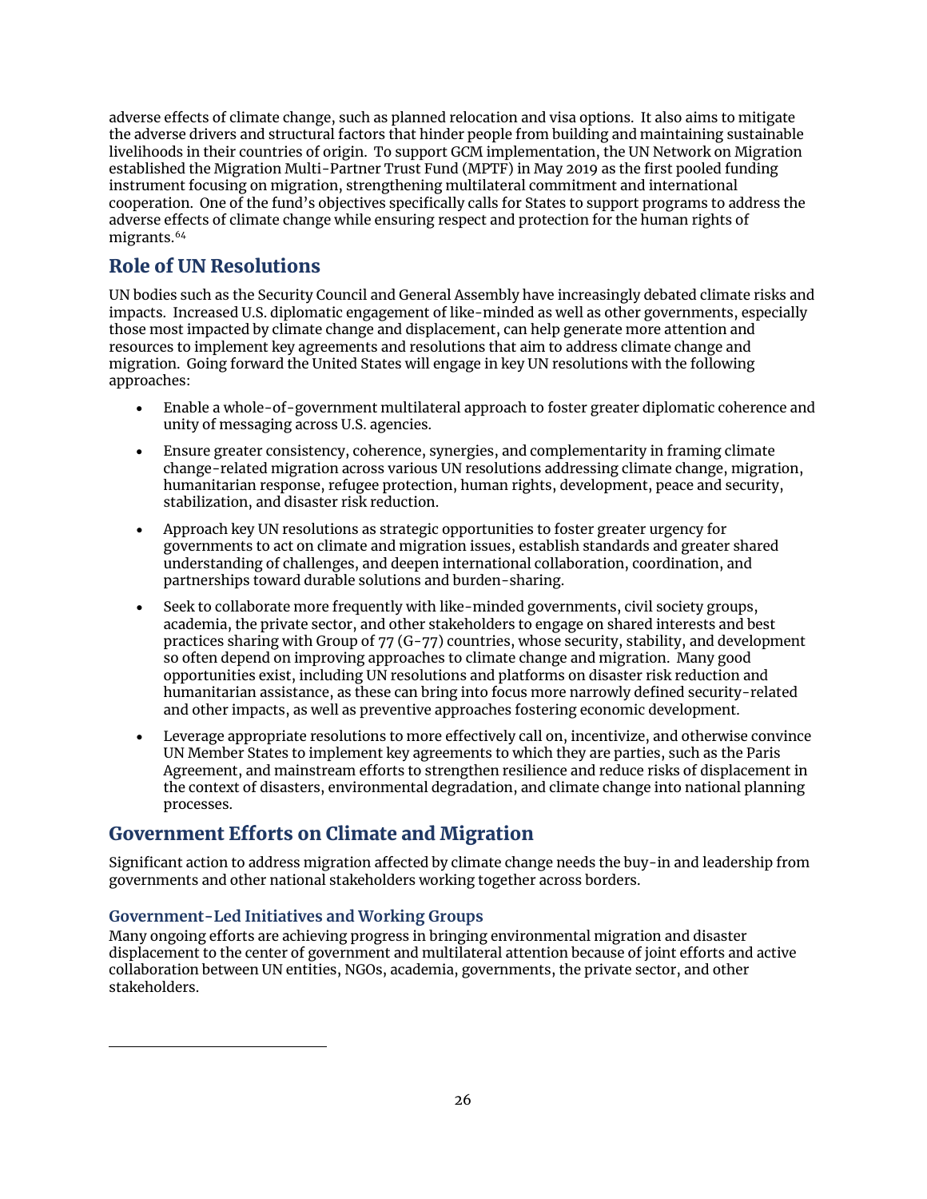adverse effects of climate change, such as planned relocation and visa options. It also aims to mitigate the adverse drivers and structural factors that hinder people from building and maintaining sustainable livelihoods in their countries of origin. To support GCM implementation, the UN Network on Migration established the Migration Multi-Partner Trust Fund (MPTF) in May 2019 as the first pooled funding instrument focusing on migration, strengthening multilateral commitment and international cooperation. One of the fund's objectives specifically calls for States to support programs to address the adverse effects of climate change while ensuring respect and protection for the human rights of migrants.[64]

## Role of UN Resolutions

UN bodies such as the Security Council and General Assembly have increasingly debated climate risks and impacts. Increased U.S. diplomatic engagement of like-minded as well as other governments, especially those most impacted by climate change and displacement, can help generate more attention and resources to implement key agreements and resolutions that aim to address climate change and migration. Going forward the United States will engage in key UN resolutions with the following approaches:

- Enable a whole-of-government multilateral approach to foster greater diplomatic coherence and unity of messaging across U.S. agencies.
- Ensure greater consistency, coherence, synergies, and complementarity in framing climate change-related migration across various UN resolutions addressing climate change, migration, humanitarian response, refugee protection, human rights, development, peace and security, stabilization, and disaster risk reduction.
- Approach key UN resolutions as strategic opportunities to foster greater urgency for governments to act on climate and migration issues, establish standards and greater shared understanding of challenges, and deepen international collaboration, coordination, and partnerships toward durable solutions and burden-sharing.
- Seek to collaborate more frequently with like-minded governments, civil society groups, academia, the private sector, and other stakeholders to engage on shared interests and best practices sharing with Group of 77 (G-77) countries, whose security, stability, and development so often depend on improving approaches to climate change and migration. Many good opportunities exist, including UN resolutions and platforms on disaster risk reduction and humanitarian assistance, as these can bring into focus more narrowly defined security-related and other impacts, as well as preventive approaches fostering economic development.
- Leverage appropriate resolutions to more effectively call on, incentivize, and otherwise convince UN Member States to implement key agreements to which they are parties, such as the Paris Agreement, and mainstream efforts to strengthen resilience and reduce risks of displacement in the context of disasters, environmental degradation, and climate change into national planning processes.

## Government Efforts on Climate and Migration

Significant action to address migration affected by climate change needs the buy-in and leadership from governments and other national stakeholders working together across borders.

### Government-Led Initiatives and Working Groups

Many ongoing efforts are achieving progress in bringing environmental migration and disaster displacement to the center of government and multilateral attention because of joint efforts and active collaboration between UN entities, NGOs, academia, governments, the private sector, and other stakeholders.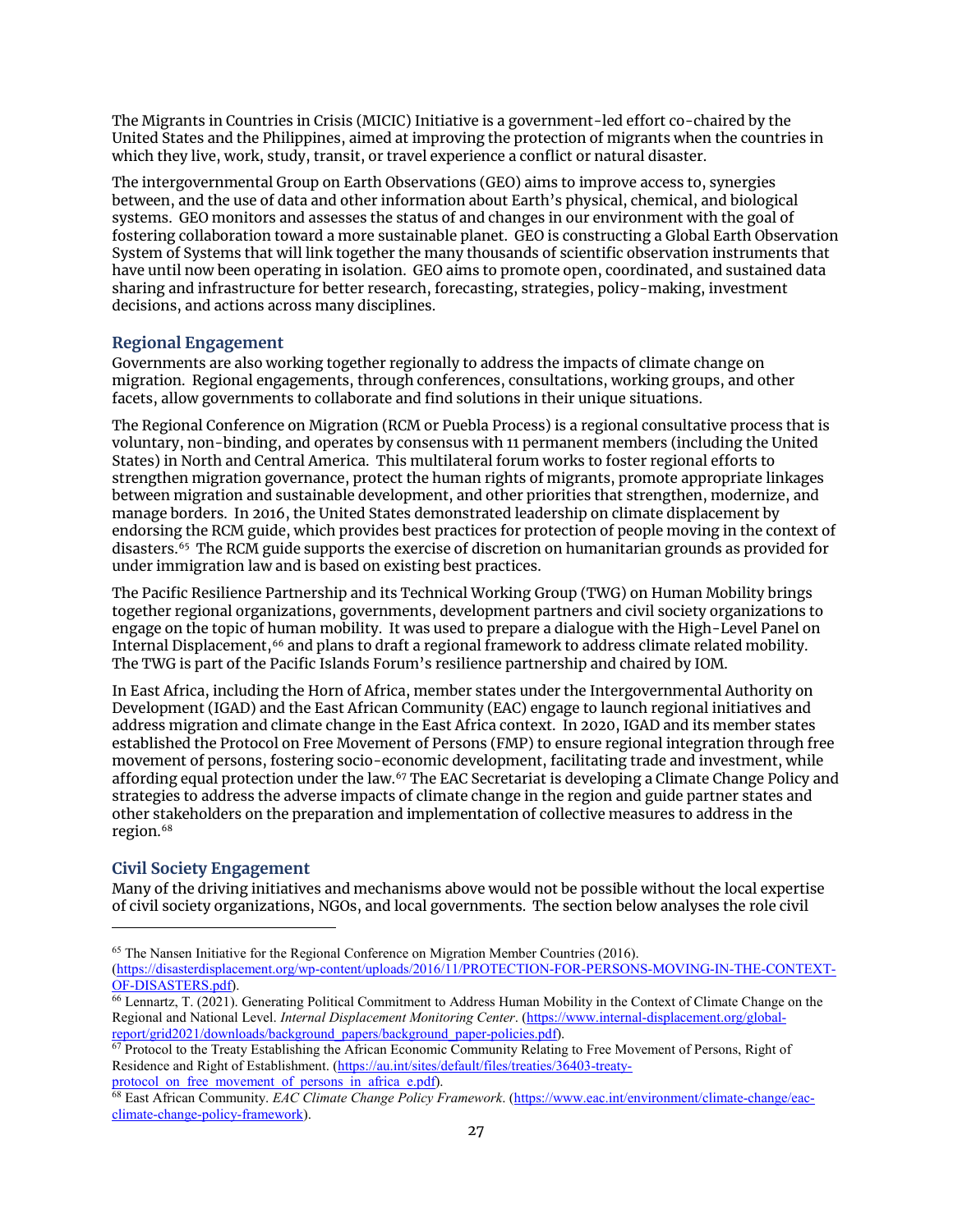The Migrants in Countries in Crisis (MICIC) Initiative is a government-led effort co-chaired by the United States and the Philippines, aimed at improving the protection of migrants when the countries in which they live, work, study, transit, or travel experience a conflict or natural disaster.

The intergovernmental Group on Earth Observations (GEO) aims to improve access to, synergies between, and the use of data and other information about Earth's physical, chemical, and biological systems. GEO monitors and assesses the status of and changes in our environment with the goal of fostering collaboration toward a more sustainable planet. GEO is constructing a Global Earth Observation System of Systems that will link together the many thousands of scientific observation instruments that have until now been operating in isolation. GEO aims to promote open, coordinated, and sustained data sharing and infrastructure for better research, forecasting, strategies, policy-making, investment decisions, and actions across many disciplines.

### Regional Engagement

Governments are also working together regionally to address the impacts of climate change on migration. Regional engagements, through conferences, consultations, working groups, and other facets, allow governments to collaborate and find solutions in their unique situations.

The Regional Conference on Migration (RCM or Puebla Process) is a regional consultative process that is voluntary, non-binding, and operates by consensus with 11 permanent members (including the United States) in North and Central America. This multilateral forum works to foster regional efforts to strengthen migration governance, protect the human rights of migrants, promote appropriate linkages between migration and sustainable development, and other priorities that strengthen, modernize, and manage borders. In 2016, the United States demonstrated leadership on climate displacement by endorsing the RCM guide, which provides best practices for protection of people moving in the context of disasters.[65] The RCM guide supports the exercise of discretion on humanitarian grounds as provided for under immigration law and is based on existing best practices.

The Pacific Resilience Partnership and its Technical Working Group (TWG) on Human Mobility brings together regional organizations, governments, development partners and civil society organizations to engage on the topic of human mobility. It was used to prepare a dialogue with the High-Level Panel on Internal Displacement,[66] and plans to draft a regional framework to address climate related mobility. The TWG is part of the Pacific Islands Forum's resilience partnership and chaired by IOM.

In East Africa, including the Horn of Africa, member states under the Intergovernmental Authority on Development (IGAD) and the East African Community (EAC) engage to launch regional initiatives and address migration and climate change in the East Africa context. In 2020, IGAD and its member states established the Protocol on Free Movement of Persons (FMP) to ensure regional integration through free movement of persons, fostering socio-economic development, facilitating trade and investment, while affording equal protection under the law.[67] The EAC Secretariat is developing a Climate Change Policy and strategies to address the adverse impacts of climate change in the region and guide partner states and other stakeholders on the preparation and implementation of collective measures to address in the region.[68]

### Civil Society Engagement

Many of the driving initiatives and mechanisms above would not be possible without the local expertise of civil society organizations, NGOs, and local governments. The section below analyses the role civil

---

[65] The Nansen Initiative for the Regional Conference on Migration Member Countries (2016). (https://disasterdisplacement.org/wp-content/uploads/2016/11/PROTECTION-FOR-PERSONS-MOVING-IN-THE-CONTEXT-OF-DISASTERS.pdf).

[66] Lennartz, T. (2021). Generating Political Commitment to Address Human Mobility in the Context of Climate Change on the Regional and National Level. *Internal Displacement Monitoring Center*. (https://www.internal-displacement.org/global-report/grid2021/downloads/background_papers/background_paper-policies.pdf).

[67] Protocol to the Treaty Establishing the African Economic Community Relating to Free Movement of Persons, Right of Residence and Right of Establishment. (https://au.int/sites/default/files/treaties/36403-treaty-protocol_on_free_movement_of_persons_in_africa_e.pdf).

[68] East African Community. *EAC Climate Change Policy Framework*. (https://www.eac.int/environment/climate-change/eac-climate-change-policy-framework).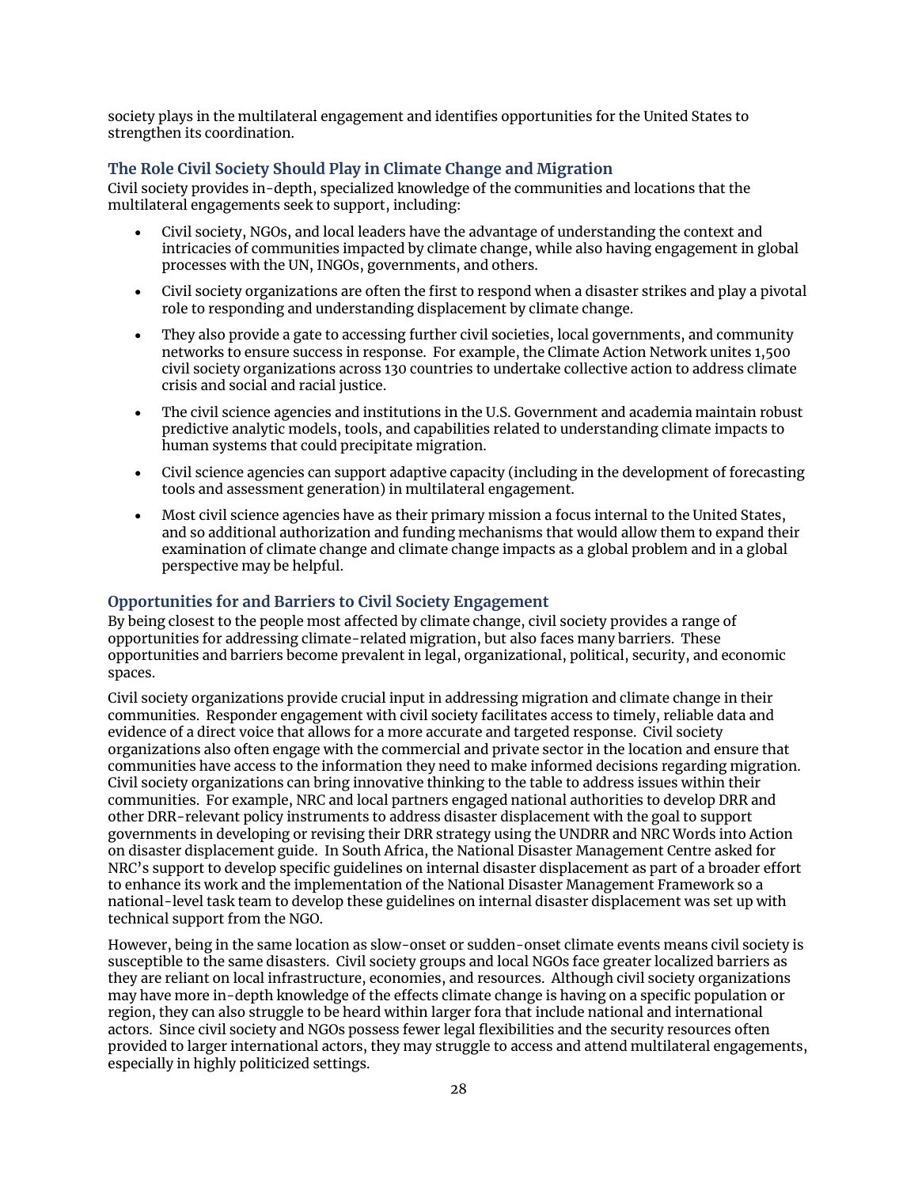society plays in the multilateral engagement and identifies opportunities for the United States to strengthen its coordination.

### The Role Civil Society Should Play in Climate Change and Migration

Civil society provides in-depth, specialized knowledge of the communities and locations that the multilateral engagements seek to support, including:

- Civil society, NGOs, and local leaders have the advantage of understanding the context and intricacies of communities impacted by climate change, while also having engagement in global processes with the UN, INGOs, governments, and others.
- Civil society organizations are often the first to respond when a disaster strikes and play a pivotal role to responding and understanding displacement by climate change.
- They also provide a gate to accessing further civil societies, local governments, and community networks to ensure success in response. For example, the Climate Action Network unites 1,500 civil society organizations across 130 countries to undertake collective action to address climate crisis and social and racial justice.
- The civil science agencies and institutions in the U.S. Government and academia maintain robust predictive analytic models, tools, and capabilities related to understanding climate impacts to human systems that could precipitate migration.
- Civil science agencies can support adaptive capacity (including in the development of forecasting tools and assessment generation) in multilateral engagement.
- Most civil science agencies have as their primary mission a focus internal to the United States, and so additional authorization and funding mechanisms that would allow them to expand their examination of climate change and climate change impacts as a global problem and in a global perspective may be helpful.

### Opportunities for and Barriers to Civil Society Engagement

By being closest to the people most affected by climate change, civil society provides a range of opportunities for addressing climate-related migration, but also faces many barriers. These opportunities and barriers become prevalent in legal, organizational, political, security, and economic spaces.

Civil society organizations provide crucial input in addressing migration and climate change in their communities. Responder engagement with civil society facilitates access to timely, reliable data and evidence of a direct voice that allows for a more accurate and targeted response. Civil society organizations also often engage with the commercial and private sector in the location and ensure that communities have access to the information they need to make informed decisions regarding migration. Civil society organizations can bring innovative thinking to the table to address issues within their communities. For example, NRC and local partners engaged national authorities to develop DRR and other DRR-relevant policy instruments to address disaster displacement with the goal to support governments in developing or revising their DRR strategy using the UNDRR and NRC Words into Action on disaster displacement guide. In South Africa, the National Disaster Management Centre asked for NRC's support to develop specific guidelines on internal disaster displacement as part of a broader effort to enhance its work and the implementation of the National Disaster Management Framework so a national-level task team to develop these guidelines on internal disaster displacement was set up with technical support from the NGO.

However, being in the same location as slow-onset or sudden-onset climate events means civil society is susceptible to the same disasters. Civil society groups and local NGOs face greater localized barriers as they are reliant on local infrastructure, economies, and resources. Although civil society organizations may have more in-depth knowledge of the effects climate change is having on a specific population or region, they can also struggle to be heard within larger fora that include national and international actors. Since civil society and NGOs possess fewer legal flexibilities and the security resources often provided to larger international actors, they may struggle to access and attend multilateral engagements, especially in highly politicized settings.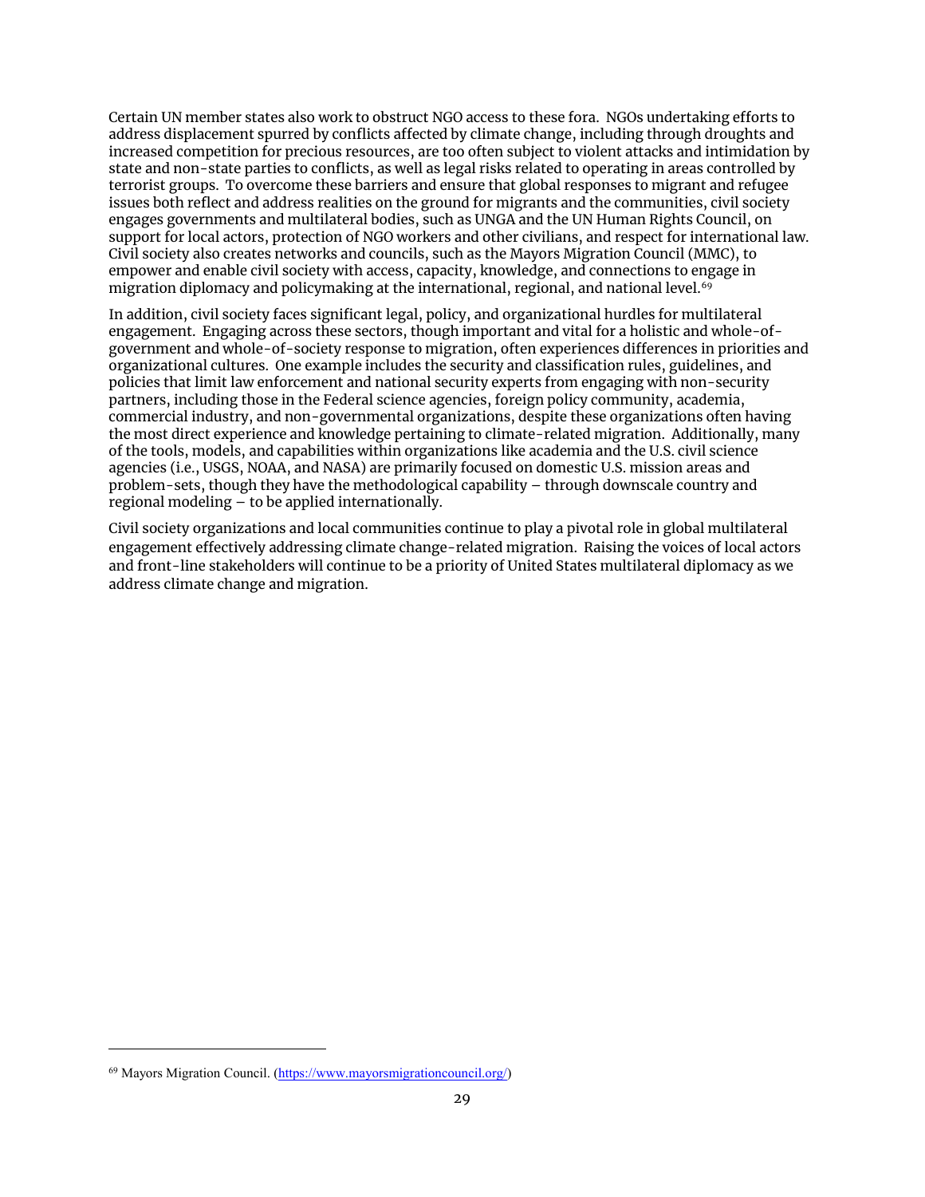Certain UN member states also work to obstruct NGO access to these fora. NGOs undertaking efforts to address displacement spurred by conflicts affected by climate change, including through droughts and increased competition for precious resources, are too often subject to violent attacks and intimidation by state and non-state parties to conflicts, as well as legal risks related to operating in areas controlled by terrorist groups. To overcome these barriers and ensure that global responses to migrant and refugee issues both reflect and address realities on the ground for migrants and the communities, civil society engages governments and multilateral bodies, such as UNGA and the UN Human Rights Council, on support for local actors, protection of NGO workers and other civilians, and respect for international law. Civil society also creates networks and councils, such as the Mayors Migration Council (MMC), to empower and enable civil society with access, capacity, knowledge, and connections to engage in migration diplomacy and policymaking at the international, regional, and national level.[69]

In addition, civil society faces significant legal, policy, and organizational hurdles for multilateral engagement. Engaging across these sectors, though important and vital for a holistic and whole-of-government and whole-of-society response to migration, often experiences differences in priorities and organizational cultures. One example includes the security and classification rules, guidelines, and policies that limit law enforcement and national security experts from engaging with non-security partners, including those in the Federal science agencies, foreign policy community, academia, commercial industry, and non-governmental organizations, despite these organizations often having the most direct experience and knowledge pertaining to climate-related migration. Additionally, many of the tools, models, and capabilities within organizations like academia and the U.S. civil science agencies (i.e., USGS, NOAA, and NASA) are primarily focused on domestic U.S. mission areas and problem-sets, though they have the methodological capability – through downscale country and regional modeling – to be applied internationally.

Civil society organizations and local communities continue to play a pivotal role in global multilateral engagement effectively addressing climate change-related migration. Raising the voices of local actors and front-line stakeholders will continue to be a priority of United States multilateral diplomacy as we address climate change and migration.

---

[69] Mayors Migration Council. (https://www.mayorsmigrationcouncil.org/)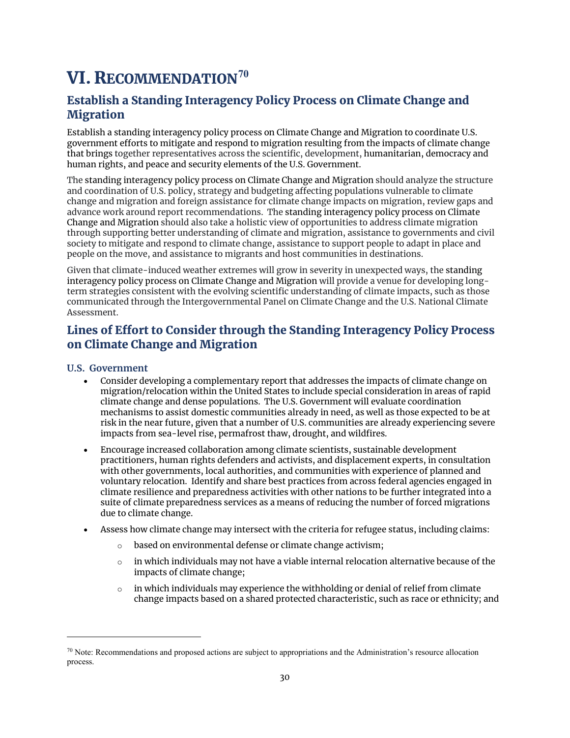# VI. RECOMMENDATION[70]

## Establish a Standing Interagency Policy Process on Climate Change and Migration

Establish a standing interagency policy process on Climate Change and Migration to coordinate U.S. government efforts to mitigate and respond to migration resulting from the impacts of climate change that brings together representatives across the scientific, development, humanitarian, democracy and human rights, and peace and security elements of the U.S. Government.

The standing interagency policy process on Climate Change and Migration should analyze the structure and coordination of U.S. policy, strategy and budgeting affecting populations vulnerable to climate change and migration and foreign assistance for climate change impacts on migration, review gaps and advance work around report recommendations. The standing interagency policy process on Climate Change and Migration should also take a holistic view of opportunities to address climate migration through supporting better understanding of climate and migration, assistance to governments and civil society to mitigate and respond to climate change, assistance to support people to adapt in place and people on the move, and assistance to migrants and host communities in destinations.

Given that climate-induced weather extremes will grow in severity in unexpected ways, the standing interagency policy process on Climate Change and Migration will provide a venue for developing long-term strategies consistent with the evolving scientific understanding of climate impacts, such as those communicated through the Intergovernmental Panel on Climate Change and the U.S. National Climate Assessment.

## Lines of Effort to Consider through the Standing Interagency Policy Process on Climate Change and Migration

### U.S. Government

- Consider developing a complementary report that addresses the impacts of climate change on migration/relocation within the United States to include special consideration in areas of rapid climate change and dense populations. The U.S. Government will evaluate coordination mechanisms to assist domestic communities already in need, as well as those expected to be at risk in the near future, given that a number of U.S. communities are already experiencing severe impacts from sea-level rise, permafrost thaw, drought, and wildfires.
- Encourage increased collaboration among climate scientists, sustainable development practitioners, human rights defenders and activists, and displacement experts, in consultation with other governments, local authorities, and communities with experience of planned and voluntary relocation. Identify and share best practices from across federal agencies engaged in climate resilience and preparedness activities with other nations to be further integrated into a suite of climate preparedness services as a means of reducing the number of forced migrations due to climate change.
- Assess how climate change may intersect with the criteria for refugee status, including claims:
    - based on environmental defense or climate change activism;
    - in which individuals may not have a viable internal relocation alternative because of the impacts of climate change;
    - in which individuals may experience the withholding or denial of relief from climate change impacts based on a shared protected characteristic, such as race or ethnicity; and

[70] Note: Recommendations and proposed actions are subject to appropriations and the Administration's resource allocation process.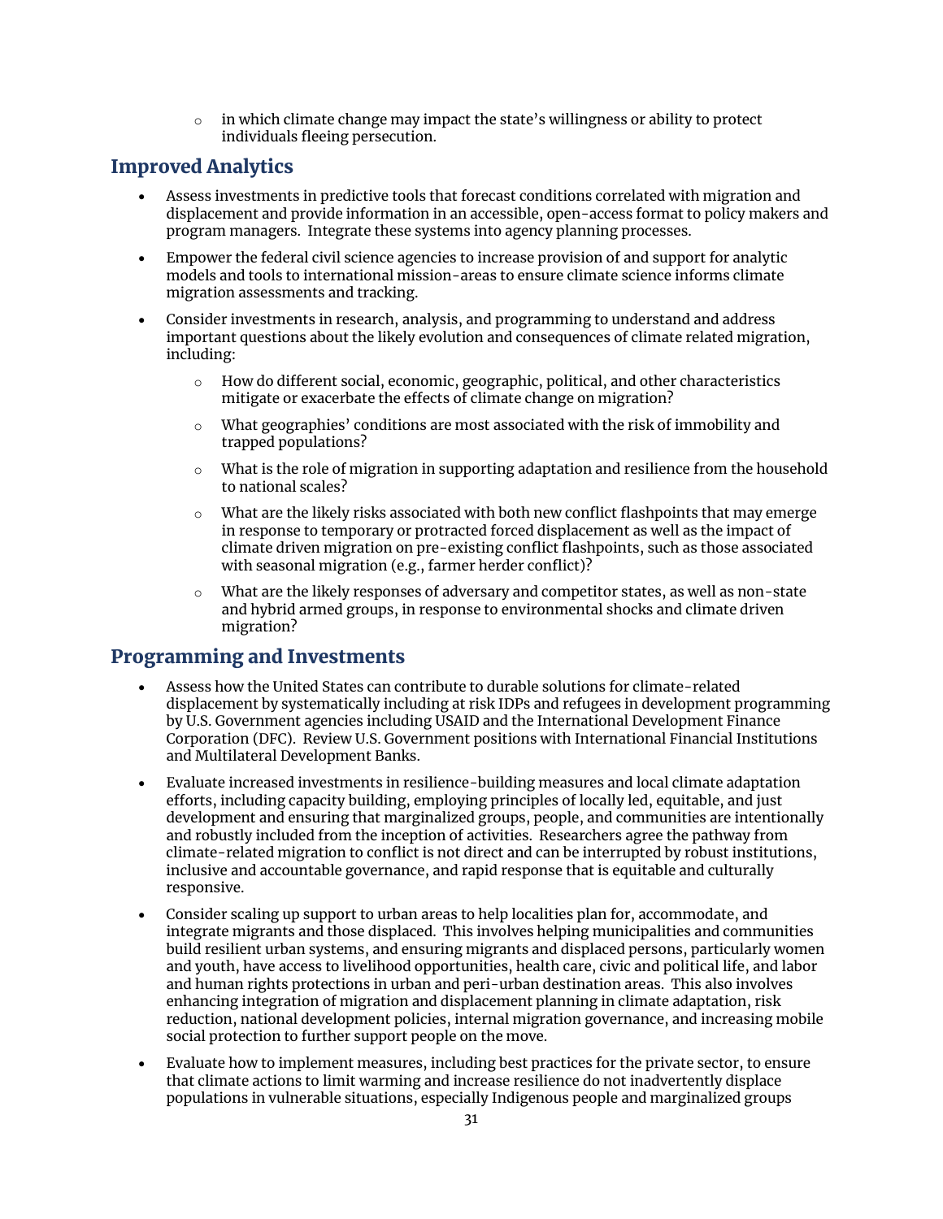- in which climate change may impact the state's willingness or ability to protect individuals fleeing persecution.

## Improved Analytics

- Assess investments in predictive tools that forecast conditions correlated with migration and displacement and provide information in an accessible, open-access format to policy makers and program managers. Integrate these systems into agency planning processes.
- Empower the federal civil science agencies to increase provision of and support for analytic models and tools to international mission-areas to ensure climate science informs climate migration assessments and tracking.
- Consider investments in research, analysis, and programming to understand and address important questions about the likely evolution and consequences of climate related migration, including:
    - How do different social, economic, geographic, political, and other characteristics mitigate or exacerbate the effects of climate change on migration?
    - What geographies' conditions are most associated with the risk of immobility and trapped populations?
    - What is the role of migration in supporting adaptation and resilience from the household to national scales?
    - What are the likely risks associated with both new conflict flashpoints that may emerge in response to temporary or protracted forced displacement as well as the impact of climate driven migration on pre-existing conflict flashpoints, such as those associated with seasonal migration (e.g., farmer herder conflict)?
    - What are the likely responses of adversary and competitor states, as well as non-state and hybrid armed groups, in response to environmental shocks and climate driven migration?

## Programming and Investments

- Assess how the United States can contribute to durable solutions for climate-related displacement by systematically including at risk IDPs and refugees in development programming by U.S. Government agencies including USAID and the International Development Finance Corporation (DFC). Review U.S. Government positions with International Financial Institutions and Multilateral Development Banks.
- Evaluate increased investments in resilience-building measures and local climate adaptation efforts, including capacity building, employing principles of locally led, equitable, and just development and ensuring that marginalized groups, people, and communities are intentionally and robustly included from the inception of activities. Researchers agree the pathway from climate-related migration to conflict is not direct and can be interrupted by robust institutions, inclusive and accountable governance, and rapid response that is equitable and culturally responsive.
- Consider scaling up support to urban areas to help localities plan for, accommodate, and integrate migrants and those displaced. This involves helping municipalities and communities build resilient urban systems, and ensuring migrants and displaced persons, particularly women and youth, have access to livelihood opportunities, health care, civic and political life, and labor and human rights protections in urban and peri-urban destination areas. This also involves enhancing integration of migration and displacement planning in climate adaptation, risk reduction, national development policies, internal migration governance, and increasing mobile social protection to further support people on the move.
- Evaluate how to implement measures, including best practices for the private sector, to ensure that climate actions to limit warming and increase resilience do not inadvertently displace populations in vulnerable situations, especially Indigenous people and marginalized groups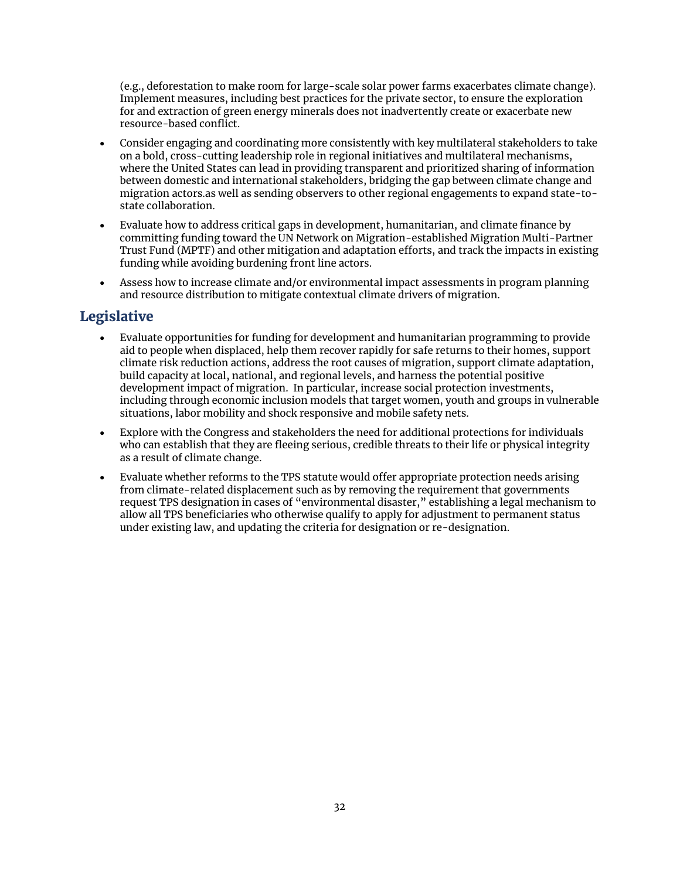(e.g., deforestation to make room for large-scale solar power farms exacerbates climate change). Implement measures, including best practices for the private sector, to ensure the exploration for and extraction of green energy minerals does not inadvertently create or exacerbate new resource-based conflict.

- Consider engaging and coordinating more consistently with key multilateral stakeholders to take on a bold, cross-cutting leadership role in regional initiatives and multilateral mechanisms, where the United States can lead in providing transparent and prioritized sharing of information between domestic and international stakeholders, bridging the gap between climate change and migration actors.as well as sending observers to other regional engagements to expand state-to-state collaboration.
- Evaluate how to address critical gaps in development, humanitarian, and climate finance by committing funding toward the UN Network on Migration-established Migration Multi-Partner Trust Fund (MPTF) and other mitigation and adaptation efforts, and track the impacts in existing funding while avoiding burdening front line actors.
- Assess how to increase climate and/or environmental impact assessments in program planning and resource distribution to mitigate contextual climate drivers of migration.

## Legislative

- Evaluate opportunities for funding for development and humanitarian programming to provide aid to people when displaced, help them recover rapidly for safe returns to their homes, support climate risk reduction actions, address the root causes of migration, support climate adaptation, build capacity at local, national, and regional levels, and harness the potential positive development impact of migration. In particular, increase social protection investments, including through economic inclusion models that target women, youth and groups in vulnerable situations, labor mobility and shock responsive and mobile safety nets.
- Explore with the Congress and stakeholders the need for additional protections for individuals who can establish that they are fleeing serious, credible threats to their life or physical integrity as a result of climate change.
- Evaluate whether reforms to the TPS statute would offer appropriate protection needs arising from climate-related displacement such as by removing the requirement that governments request TPS designation in cases of "environmental disaster," establishing a legal mechanism to allow all TPS beneficiaries who otherwise qualify to apply for adjustment to permanent status under existing law, and updating the criteria for designation or re-designation.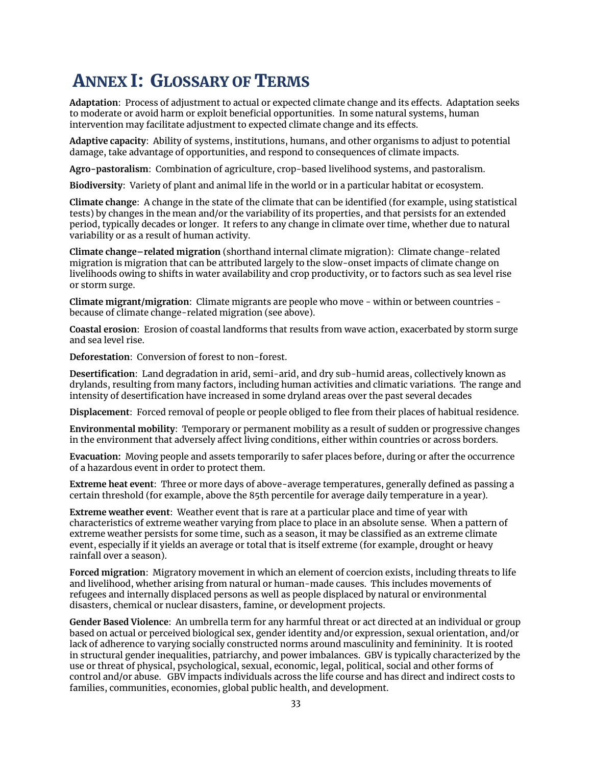# ANNEX I: GLOSSARY OF TERMS

**Adaptation**: Process of adjustment to actual or expected climate change and its effects. Adaptation seeks to moderate or avoid harm or exploit beneficial opportunities. In some natural systems, human intervention may facilitate adjustment to expected climate change and its effects.

**Adaptive capacity**: Ability of systems, institutions, humans, and other organisms to adjust to potential damage, take advantage of opportunities, and respond to consequences of climate impacts.

**Agro-pastoralism**: Combination of agriculture, crop-based livelihood systems, and pastoralism.

**Biodiversity**: Variety of plant and animal life in the world or in a particular habitat or ecosystem.

**Climate change**: A change in the state of the climate that can be identified (for example, using statistical tests) by changes in the mean and/or the variability of its properties, and that persists for an extended period, typically decades or longer. It refers to any change in climate over time, whether due to natural variability or as a result of human activity.

**Climate change–related migration** (shorthand internal climate migration): Climate change-related migration is migration that can be attributed largely to the slow-onset impacts of climate change on livelihoods owing to shifts in water availability and crop productivity, or to factors such as sea level rise or storm surge.

**Climate migrant/migration**: Climate migrants are people who move - within or between countries - because of climate change-related migration (see above).

**Coastal erosion**: Erosion of coastal landforms that results from wave action, exacerbated by storm surge and sea level rise.

**Deforestation**: Conversion of forest to non-forest.

**Desertification**: Land degradation in arid, semi-arid, and dry sub-humid areas, collectively known as drylands, resulting from many factors, including human activities and climatic variations. The range and intensity of desertification have increased in some dryland areas over the past several decades

**Displacement**: Forced removal of people or people obliged to flee from their places of habitual residence.

**Environmental mobility**: Temporary or permanent mobility as a result of sudden or progressive changes in the environment that adversely affect living conditions, either within countries or across borders.

**Evacuation:** Moving people and assets temporarily to safer places before, during or after the occurrence of a hazardous event in order to protect them.

**Extreme heat event**: Three or more days of above-average temperatures, generally defined as passing a certain threshold (for example, above the 85th percentile for average daily temperature in a year).

**Extreme weather event**: Weather event that is rare at a particular place and time of year with characteristics of extreme weather varying from place to place in an absolute sense. When a pattern of extreme weather persists for some time, such as a season, it may be classified as an extreme climate event, especially if it yields an average or total that is itself extreme (for example, drought or heavy rainfall over a season).

**Forced migration**: Migratory movement in which an element of coercion exists, including threats to life and livelihood, whether arising from natural or human-made causes. This includes movements of refugees and internally displaced persons as well as people displaced by natural or environmental disasters, chemical or nuclear disasters, famine, or development projects.

**Gender Based Violence**: An umbrella term for any harmful threat or act directed at an individual or group based on actual or perceived biological sex, gender identity and/or expression, sexual orientation, and/or lack of adherence to varying socially constructed norms around masculinity and femininity. It is rooted in structural gender inequalities, patriarchy, and power imbalances. GBV is typically characterized by the use or threat of physical, psychological, sexual, economic, legal, political, social and other forms of control and/or abuse. GBV impacts individuals across the life course and has direct and indirect costs to families, communities, economies, global public health, and development.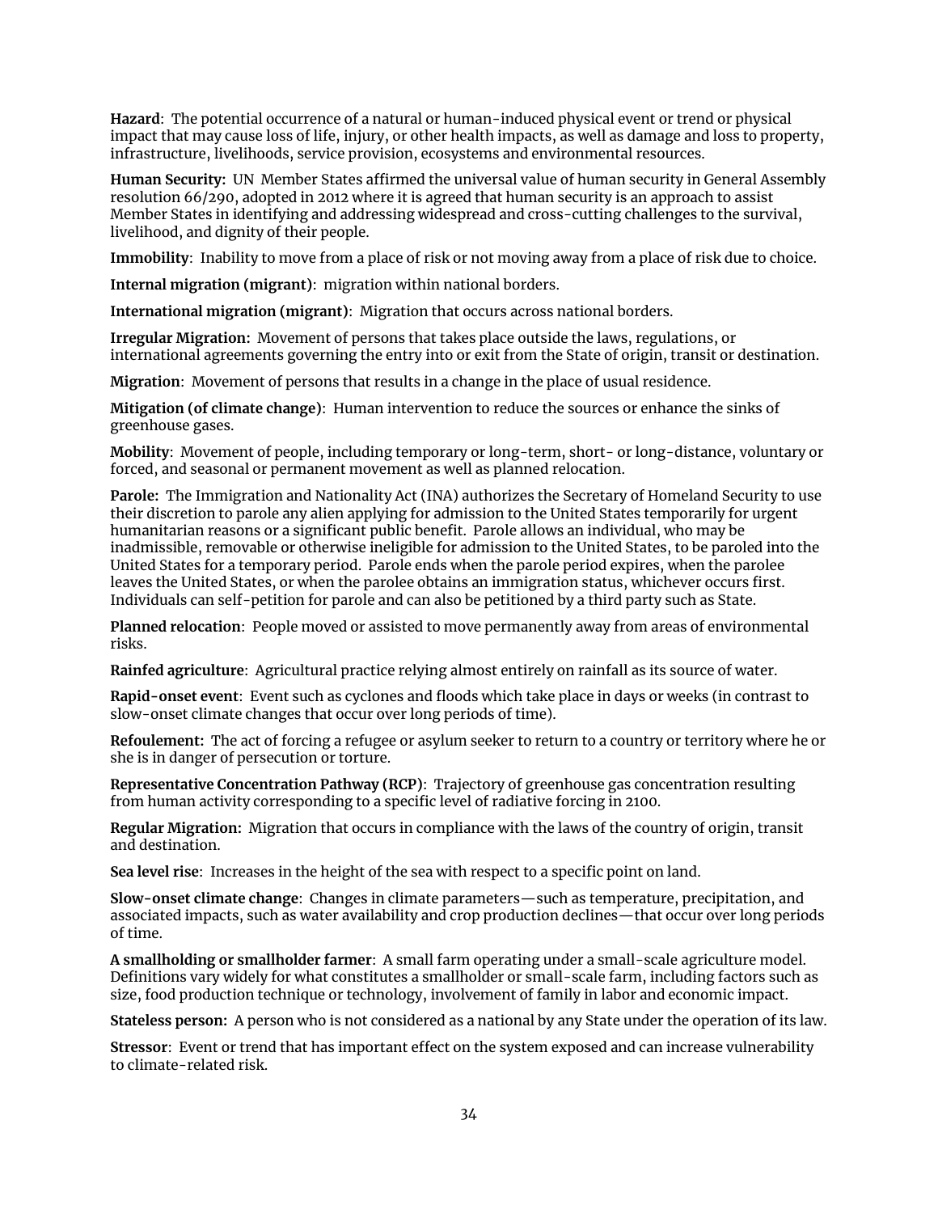**Hazard**: The potential occurrence of a natural or human-induced physical event or trend or physical impact that may cause loss of life, injury, or other health impacts, as well as damage and loss to property, infrastructure, livelihoods, service provision, ecosystems and environmental resources.

**Human Security:** UN Member States affirmed the universal value of human security in General Assembly resolution 66/290, adopted in 2012 where it is agreed that human security is an approach to assist Member States in identifying and addressing widespread and cross-cutting challenges to the survival, livelihood, and dignity of their people.

**Immobility**: Inability to move from a place of risk or not moving away from a place of risk due to choice.

**Internal migration (migrant)**: migration within national borders.

**International migration (migrant)**: Migration that occurs across national borders.

**Irregular Migration:** Movement of persons that takes place outside the laws, regulations, or international agreements governing the entry into or exit from the State of origin, transit or destination.

**Migration**: Movement of persons that results in a change in the place of usual residence.

**Mitigation (of climate change)**: Human intervention to reduce the sources or enhance the sinks of greenhouse gases.

**Mobility**: Movement of people, including temporary or long-term, short- or long-distance, voluntary or forced, and seasonal or permanent movement as well as planned relocation.

**Parole:** The Immigration and Nationality Act (INA) authorizes the Secretary of Homeland Security to use their discretion to parole any alien applying for admission to the United States temporarily for urgent humanitarian reasons or a significant public benefit. Parole allows an individual, who may be inadmissible, removable or otherwise ineligible for admission to the United States, to be paroled into the United States for a temporary period. Parole ends when the parole period expires, when the parolee leaves the United States, or when the parolee obtains an immigration status, whichever occurs first. Individuals can self-petition for parole and can also be petitioned by a third party such as State.

**Planned relocation**: People moved or assisted to move permanently away from areas of environmental risks.

**Rainfed agriculture**: Agricultural practice relying almost entirely on rainfall as its source of water.

**Rapid-onset event**: Event such as cyclones and floods which take place in days or weeks (in contrast to slow-onset climate changes that occur over long periods of time).

**Refoulement:** The act of forcing a refugee or asylum seeker to return to a country or territory where he or she is in danger of persecution or torture.

**Representative Concentration Pathway (RCP)**: Trajectory of greenhouse gas concentration resulting from human activity corresponding to a specific level of radiative forcing in 2100.

**Regular Migration:** Migration that occurs in compliance with the laws of the country of origin, transit and destination.

**Sea level rise**: Increases in the height of the sea with respect to a specific point on land.

**Slow-onset climate change**: Changes in climate parameters—such as temperature, precipitation, and associated impacts, such as water availability and crop production declines—that occur over long periods of time.

**A smallholding or smallholder farmer**: A small farm operating under a small-scale agriculture model. Definitions vary widely for what constitutes a smallholder or small-scale farm, including factors such as size, food production technique or technology, involvement of family in labor and economic impact.

**Stateless person:** A person who is not considered as a national by any State under the operation of its law.

**Stressor**: Event or trend that has important effect on the system exposed and can increase vulnerability to climate-related risk.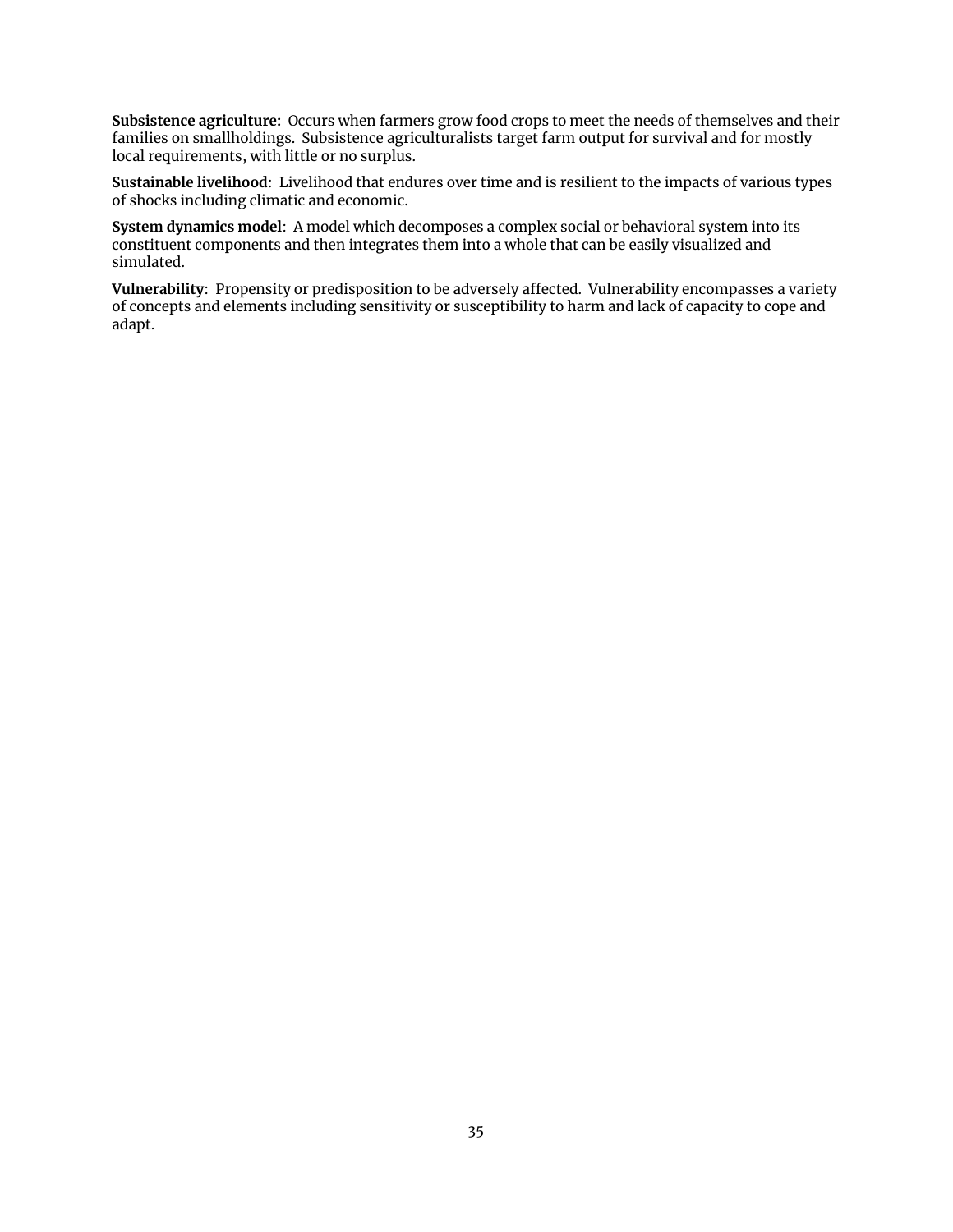**Subsistence agriculture:** Occurs when farmers grow food crops to meet the needs of themselves and their families on smallholdings. Subsistence agriculturalists target farm output for survival and for mostly local requirements, with little or no surplus.

**Sustainable livelihood**: Livelihood that endures over time and is resilient to the impacts of various types of shocks including climatic and economic.

**System dynamics model**: A model which decomposes a complex social or behavioral system into its constituent components and then integrates them into a whole that can be easily visualized and simulated.

**Vulnerability**: Propensity or predisposition to be adversely affected. Vulnerability encompasses a variety of concepts and elements including sensitivity or susceptibility to harm and lack of capacity to cope and adapt.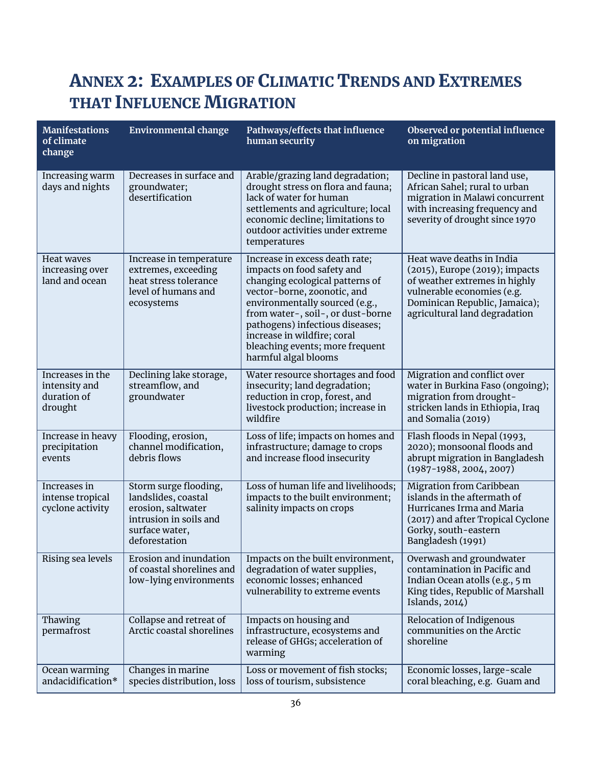# Annex 2: Examples of Climatic Trends and Extremes that Influence Migration

| Manifestations of climate change | Environmental change | Pathways/effects that influence human security | Observed or potential influence on migration |
|---|---|---|---|
| Increasing warm days and nights | Decreases in surface and groundwater; desertification | Arable/grazing land degradation; drought stress on flora and fauna; lack of water for human settlements and agriculture; local economic decline; limitations to outdoor activities under extreme temperatures | Decline in pastoral land use, African Sahel; rural to urban migration in Malawi concurrent with increasing frequency and severity of drought since 1970 |
| Heat waves increasing over land and ocean | Increase in temperature extremes, exceeding heat stress tolerance level of humans and ecosystems | Increase in excess death rate; impacts on food safety and changing ecological patterns of vector-borne, zoonotic, and environmentally sourced (e.g., from water-, soil-, or dust-borne pathogens) infectious diseases; increase in wildfire; coral bleaching events; more frequent harmful algal blooms | Heat wave deaths in India (2015), Europe (2019); impacts of weather extremes in highly vulnerable economies (e.g. Dominican Republic, Jamaica); agricultural land degradation |
| Increases in the intensity and duration of drought | Declining lake storage, streamflow, and groundwater | Water resource shortages and food insecurity; land degradation; reduction in crop, forest, and livestock production; increase in wildfire | Migration and conflict over water in Burkina Faso (ongoing); migration from drought-stricken lands in Ethiopia, Iraq and Somalia (2019) |
| Increase in heavy precipitation events | Flooding, erosion, channel modification, debris flows | Loss of life; impacts on homes and infrastructure; damage to crops and increase flood insecurity | Flash floods in Nepal (1993, 2020); monsoonal floods and abrupt migration in Bangladesh (1987-1988, 2004, 2007) |
| Increases in intense tropical cyclone activity | Storm surge flooding, landslides, coastal erosion, saltwater intrusion in soils and surface water, deforestation | Loss of human life and livelihoods; impacts to the built environment; salinity impacts on crops | Migration from Caribbean islands in the aftermath of Hurricanes Irma and Maria (2017) and after Tropical Cyclone Gorky, south-eastern Bangladesh (1991) |
| Rising sea levels | Erosion and inundation of coastal shorelines and low-lying environments | Impacts on the built environment, degradation of water supplies, economic losses; enhanced vulnerability to extreme events | Overwash and groundwater contamination in Pacific and Indian Ocean atolls (e.g., 5 m King tides, Republic of Marshall Islands, 2014) |
| Thawing permafrost | Collapse and retreat of Arctic coastal shorelines | Impacts on housing and infrastructure, ecosystems and release of GHGs; acceleration of warming | Relocation of Indigenous communities on the Arctic shoreline |
| Ocean warming andacidification* | Changes in marine species distribution, loss | Loss or movement of fish stocks; loss of tourism, subsistence | Economic losses, large-scale coral bleaching, e.g. Guam and |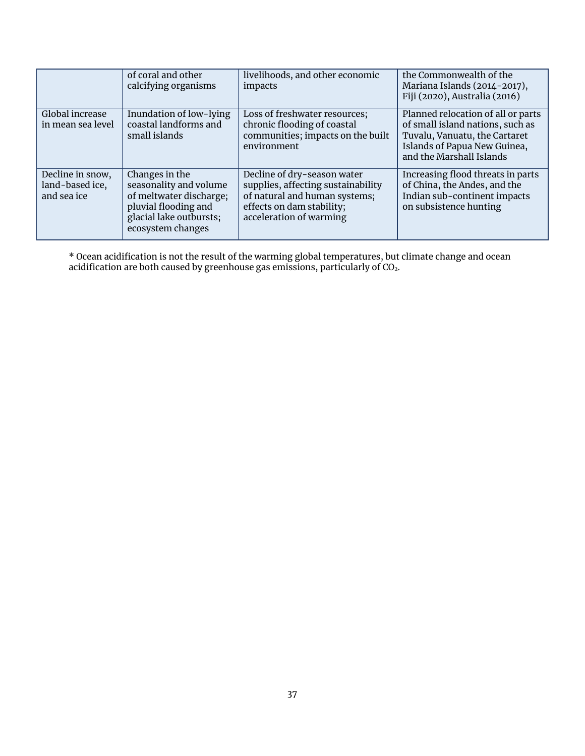| | | | |
|---|---|---|---|
| | of coral and other calcifying organisms | livelihoods, and other economic impacts | the Commonwealth of the Mariana Islands (2014-2017), Fiji (2020), Australia (2016) |
| Global increase in mean sea level | Inundation of low-lying coastal landforms and small islands | Loss of freshwater resources; chronic flooding of coastal communities; impacts on the built environment | Planned relocation of all or parts of small island nations, such as Tuvalu, Vanuatu, the Cartaret Islands of Papua New Guinea, and the Marshall Islands |
| Decline in snow, land-based ice, and sea ice | Changes in the seasonality and volume of meltwater discharge; pluvial flooding and glacial lake outbursts; ecosystem changes | Decline of dry-season water supplies, affecting sustainability of natural and human systems; effects on dam stability; acceleration of warming | Increasing flood threats in parts of China, the Andes, and the Indian sub-continent impacts on subsistence hunting |

* Ocean acidification is not the result of the warming global temperatures, but climate change and ocean acidification are both caused by greenhouse gas emissions, particularly of $CO_2$.